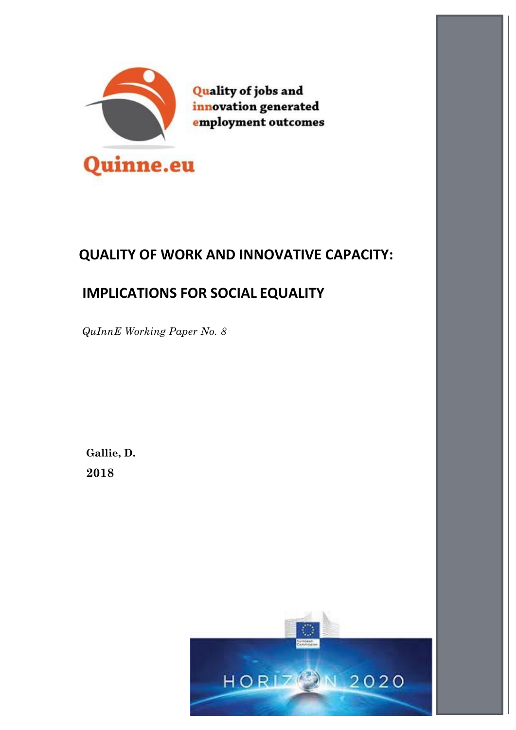Quality of jobs and innovation generated employment outcomes

Quinne.eu

# QUALITY OF WORK AND INNOVATIVE CAPACITY:

# IMPLICATIONS FOR SOCIAL EQUALITY

*QuInnE Working Paper No. 8*

**Gallie, D.**

**2018**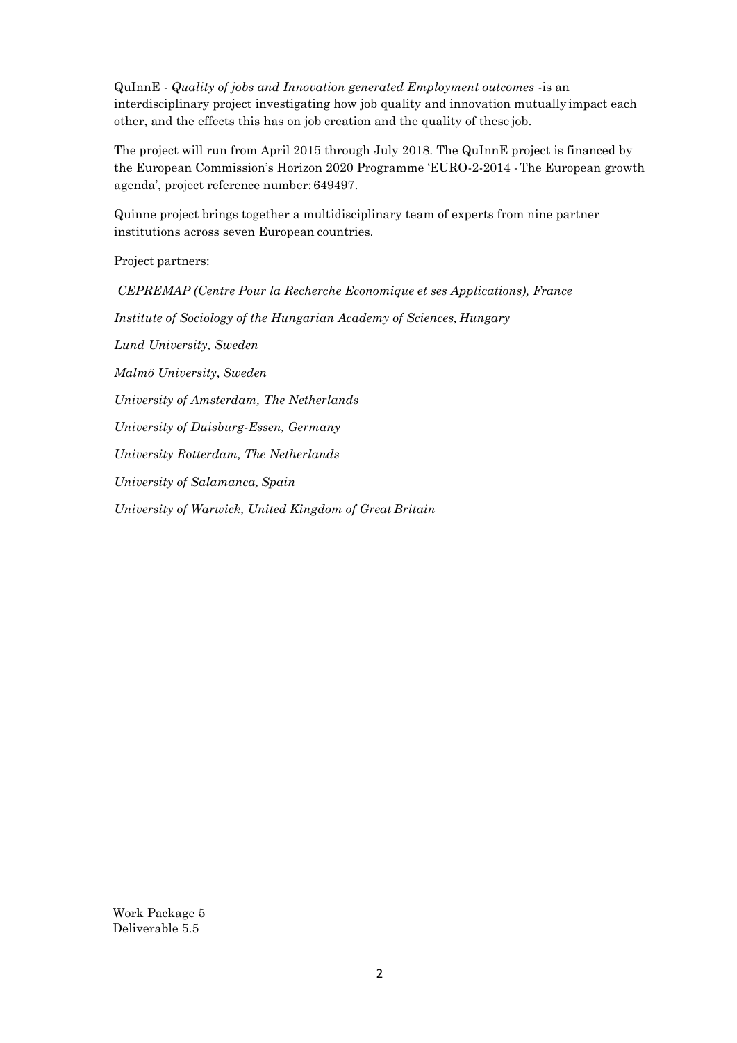QuInnE - *Quality of jobs and Innovation generated Employment outcomes* -is an interdisciplinary project investigating how job quality and innovation mutually impact each other, and the effects this has on job creation and the quality of these job.

The project will run from April 2015 through July 2018. The QuInnE project is financed by the European Commission's Horizon 2020 Programme 'EURO-2-2014 - The European growth agenda', project reference number: 649497.

Quinne project brings together a multidisciplinary team of experts from nine partner institutions across seven European countries.

Project partners:

*CEPREMAP (Centre Pour la Recherche Economique et ses Applications), France*

*Institute of Sociology of the Hungarian Academy of Sciences, Hungary*

*Lund University, Sweden*

*Malmö University, Sweden*

*University of Amsterdam, The Netherlands*

*University of Duisburg-Essen, Germany*

*University Rotterdam, The Netherlands*

*University of Salamanca, Spain*

*University of Warwick, United Kingdom of Great Britain*

Work Package 5
Deliverable 5.5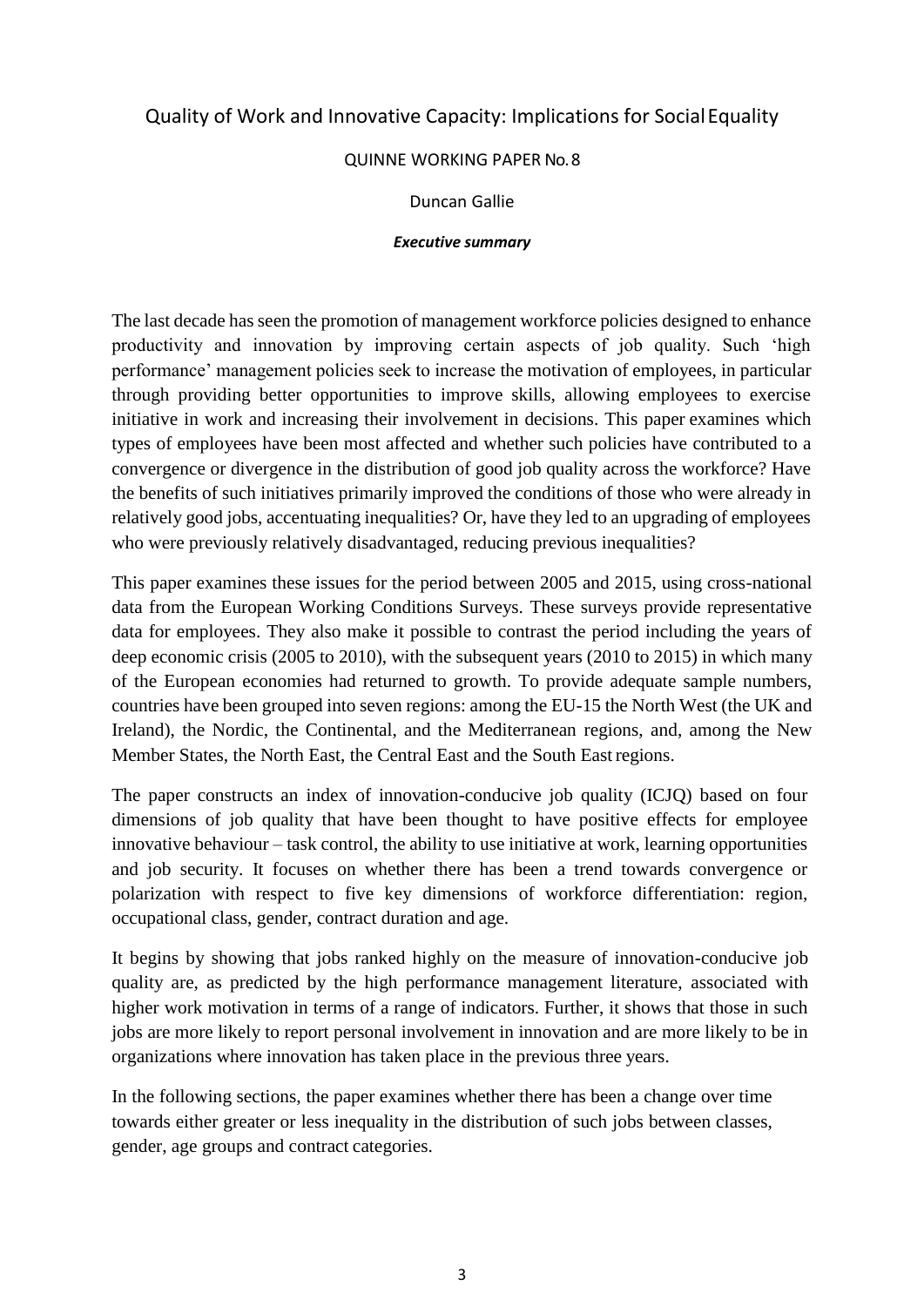# Quality of Work and Innovative Capacity: Implications for Social Equality

QUINNE WORKING PAPER No. 8

Duncan Gallie

***Executive summary***

The last decade has seen the promotion of management workforce policies designed to enhance productivity and innovation by improving certain aspects of job quality. Such 'high performance' management policies seek to increase the motivation of employees, in particular through providing better opportunities to improve skills, allowing employees to exercise initiative in work and increasing their involvement in decisions. This paper examines which types of employees have been most affected and whether such policies have contributed to a convergence or divergence in the distribution of good job quality across the workforce? Have the benefits of such initiatives primarily improved the conditions of those who were already in relatively good jobs, accentuating inequalities? Or, have they led to an upgrading of employees who were previously relatively disadvantaged, reducing previous inequalities?

This paper examines these issues for the period between 2005 and 2015, using cross-national data from the European Working Conditions Surveys. These surveys provide representative data for employees. They also make it possible to contrast the period including the years of deep economic crisis (2005 to 2010), with the subsequent years (2010 to 2015) in which many of the European economies had returned to growth. To provide adequate sample numbers, countries have been grouped into seven regions: among the EU-15 the North West (the UK and Ireland), the Nordic, the Continental, and the Mediterranean regions, and, among the New Member States, the North East, the Central East and the South East regions.

The paper constructs an index of innovation-conducive job quality (ICJQ) based on four dimensions of job quality that have been thought to have positive effects for employee innovative behaviour – task control, the ability to use initiative at work, learning opportunities and job security. It focuses on whether there has been a trend towards convergence or polarization with respect to five key dimensions of workforce differentiation: region, occupational class, gender, contract duration and age.

It begins by showing that jobs ranked highly on the measure of innovation-conducive job quality are, as predicted by the high performance management literature, associated with higher work motivation in terms of a range of indicators. Further, it shows that those in such jobs are more likely to report personal involvement in innovation and are more likely to be in organizations where innovation has taken place in the previous three years.

In the following sections, the paper examines whether there has been a change over time towards either greater or less inequality in the distribution of such jobs between classes, gender, age groups and contract categories.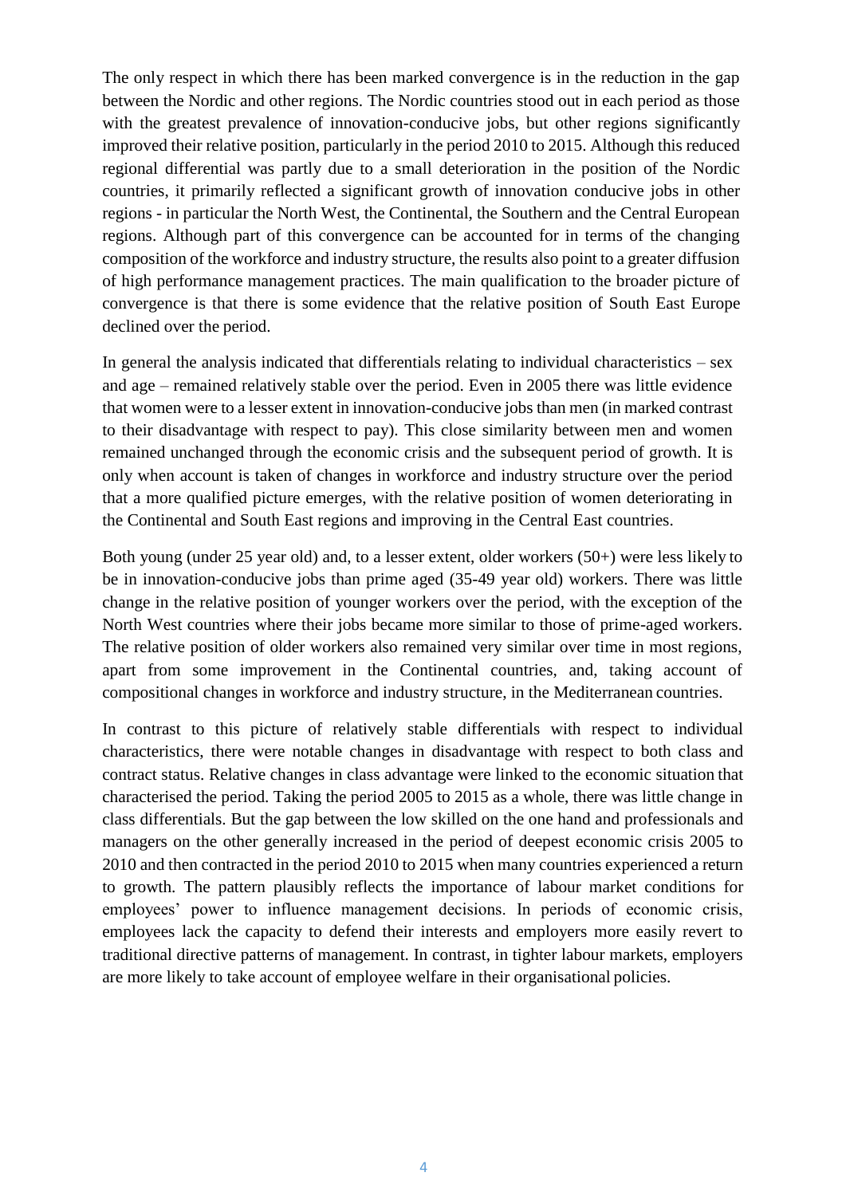The only respect in which there has been marked convergence is in the reduction in the gap between the Nordic and other regions. The Nordic countries stood out in each period as those with the greatest prevalence of innovation-conducive jobs, but other regions significantly improved their relative position, particularly in the period 2010 to 2015. Although this reduced regional differential was partly due to a small deterioration in the position of the Nordic countries, it primarily reflected a significant growth of innovation conducive jobs in other regions - in particular the North West, the Continental, the Southern and the Central European regions. Although part of this convergence can be accounted for in terms of the changing composition of the workforce and industry structure, the results also point to a greater diffusion of high performance management practices. The main qualification to the broader picture of convergence is that there is some evidence that the relative position of South East Europe declined over the period.

In general the analysis indicated that differentials relating to individual characteristics – sex and age – remained relatively stable over the period. Even in 2005 there was little evidence that women were to a lesser extent in innovation-conducive jobs than men (in marked contrast to their disadvantage with respect to pay). This close similarity between men and women remained unchanged through the economic crisis and the subsequent period of growth. It is only when account is taken of changes in workforce and industry structure over the period that a more qualified picture emerges, with the relative position of women deteriorating in the Continental and South East regions and improving in the Central East countries.

Both young (under 25 year old) and, to a lesser extent, older workers (50+) were less likely to be in innovation-conducive jobs than prime aged (35-49 year old) workers. There was little change in the relative position of younger workers over the period, with the exception of the North West countries where their jobs became more similar to those of prime-aged workers. The relative position of older workers also remained very similar over time in most regions, apart from some improvement in the Continental countries, and, taking account of compositional changes in workforce and industry structure, in the Mediterranean countries.

In contrast to this picture of relatively stable differentials with respect to individual characteristics, there were notable changes in disadvantage with respect to both class and contract status. Relative changes in class advantage were linked to the economic situation that characterised the period. Taking the period 2005 to 2015 as a whole, there was little change in class differentials. But the gap between the low skilled on the one hand and professionals and managers on the other generally increased in the period of deepest economic crisis 2005 to 2010 and then contracted in the period 2010 to 2015 when many countries experienced a return to growth. The pattern plausibly reflects the importance of labour market conditions for employees' power to influence management decisions. In periods of economic crisis, employees lack the capacity to defend their interests and employers more easily revert to traditional directive patterns of management. In contrast, in tighter labour markets, employers are more likely to take account of employee welfare in their organisational policies.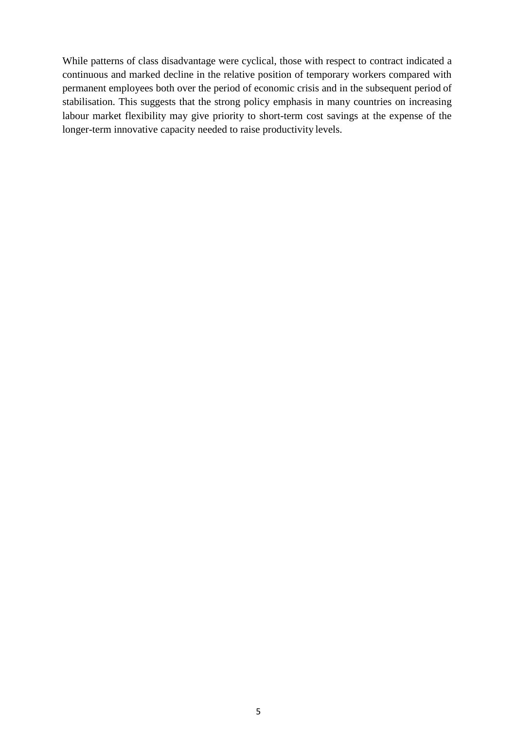While patterns of class disadvantage were cyclical, those with respect to contract indicated a continuous and marked decline in the relative position of temporary workers compared with permanent employees both over the period of economic crisis and in the subsequent period of stabilisation. This suggests that the strong policy emphasis in many countries on increasing labour market flexibility may give priority to short-term cost savings at the expense of the longer-term innovative capacity needed to raise productivity levels.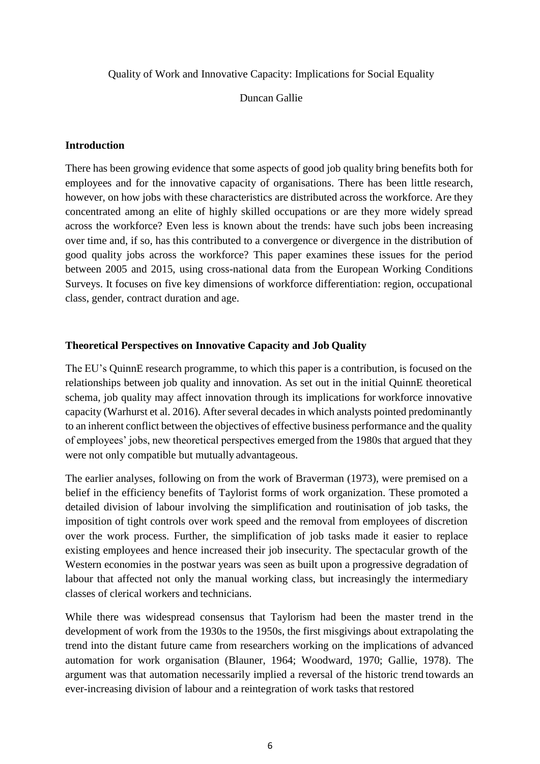Quality of Work and Innovative Capacity: Implications for Social Equality

Duncan Gallie

## Introduction

There has been growing evidence that some aspects of good job quality bring benefits both for employees and for the innovative capacity of organisations. There has been little research, however, on how jobs with these characteristics are distributed across the workforce. Are they concentrated among an elite of highly skilled occupations or are they more widely spread across the workforce? Even less is known about the trends: have such jobs been increasing over time and, if so, has this contributed to a convergence or divergence in the distribution of good quality jobs across the workforce? This paper examines these issues for the period between 2005 and 2015, using cross-national data from the European Working Conditions Surveys. It focuses on five key dimensions of workforce differentiation: region, occupational class, gender, contract duration and age.

## Theoretical Perspectives on Innovative Capacity and Job Quality

The EU's QuinnE research programme, to which this paper is a contribution, is focused on the relationships between job quality and innovation. As set out in the initial QuinnE theoretical schema, job quality may affect innovation through its implications for workforce innovative capacity (Warhurst et al. 2016). After several decades in which analysts pointed predominantly to an inherent conflict between the objectives of effective business performance and the quality of employees' jobs, new theoretical perspectives emerged from the 1980s that argued that they were not only compatible but mutually advantageous.

The earlier analyses, following on from the work of Braverman (1973), were premised on a belief in the efficiency benefits of Taylorist forms of work organization. These promoted a detailed division of labour involving the simplification and routinisation of job tasks, the imposition of tight controls over work speed and the removal from employees of discretion over the work process. Further, the simplification of job tasks made it easier to replace existing employees and hence increased their job insecurity. The spectacular growth of the Western economies in the postwar years was seen as built upon a progressive degradation of labour that affected not only the manual working class, but increasingly the intermediary classes of clerical workers and technicians.

While there was widespread consensus that Taylorism had been the master trend in the development of work from the 1930s to the 1950s, the first misgivings about extrapolating the trend into the distant future came from researchers working on the implications of advanced automation for work organisation (Blauner, 1964; Woodward, 1970; Gallie, 1978). The argument was that automation necessarily implied a reversal of the historic trend towards an ever-increasing division of labour and a reintegration of work tasks that restored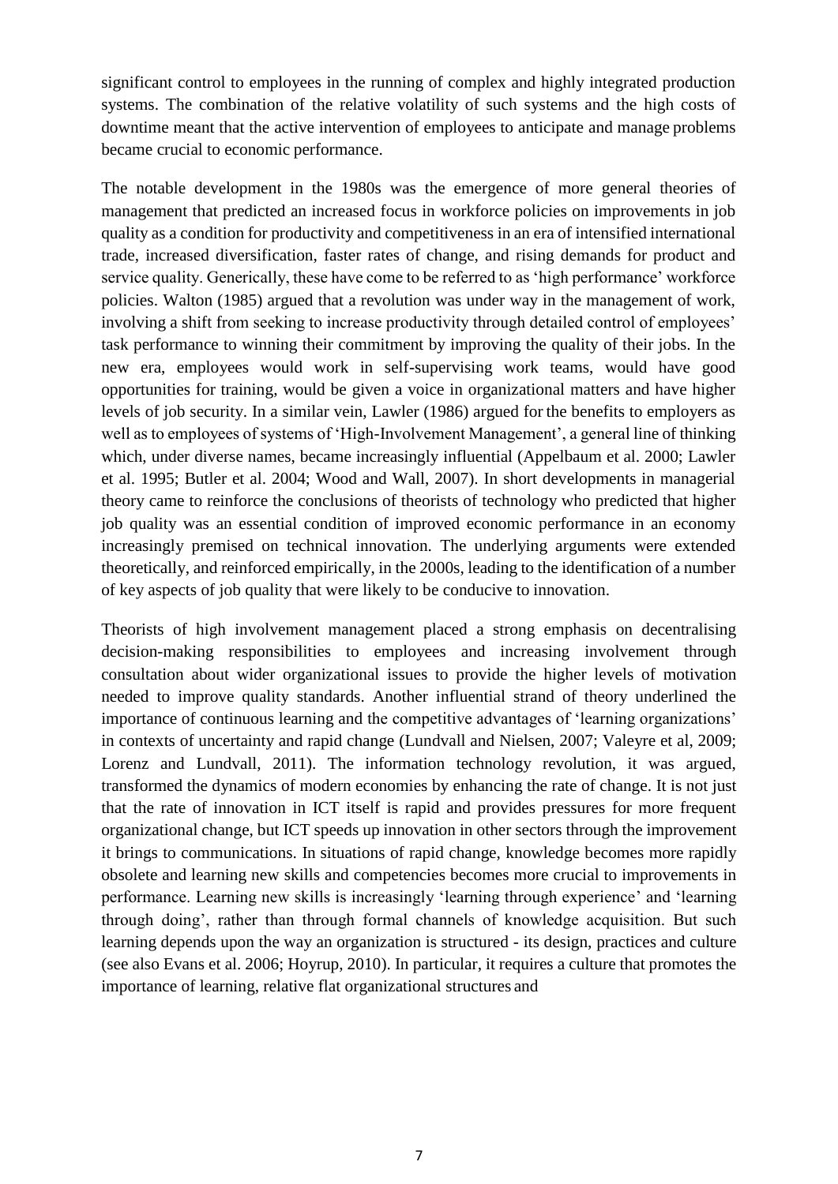significant control to employees in the running of complex and highly integrated production systems. The combination of the relative volatility of such systems and the high costs of downtime meant that the active intervention of employees to anticipate and manage problems became crucial to economic performance.

The notable development in the 1980s was the emergence of more general theories of management that predicted an increased focus in workforce policies on improvements in job quality as a condition for productivity and competitiveness in an era of intensified international trade, increased diversification, faster rates of change, and rising demands for product and service quality. Generically, these have come to be referred to as 'high performance' workforce policies. Walton (1985) argued that a revolution was under way in the management of work, involving a shift from seeking to increase productivity through detailed control of employees' task performance to winning their commitment by improving the quality of their jobs. In the new era, employees would work in self-supervising work teams, would have good opportunities for training, would be given a voice in organizational matters and have higher levels of job security. In a similar vein, Lawler (1986) argued for the benefits to employers as well as to employees of systems of 'High-Involvement Management', a general line of thinking which, under diverse names, became increasingly influential (Appelbaum et al. 2000; Lawler et al. 1995; Butler et al. 2004; Wood and Wall, 2007). In short developments in managerial theory came to reinforce the conclusions of theorists of technology who predicted that higher job quality was an essential condition of improved economic performance in an economy increasingly premised on technical innovation. The underlying arguments were extended theoretically, and reinforced empirically, in the 2000s, leading to the identification of a number of key aspects of job quality that were likely to be conducive to innovation.

Theorists of high involvement management placed a strong emphasis on decentralising decision-making responsibilities to employees and increasing involvement through consultation about wider organizational issues to provide the higher levels of motivation needed to improve quality standards. Another influential strand of theory underlined the importance of continuous learning and the competitive advantages of 'learning organizations' in contexts of uncertainty and rapid change (Lundvall and Nielsen, 2007; Valeyre et al, 2009; Lorenz and Lundvall, 2011). The information technology revolution, it was argued, transformed the dynamics of modern economies by enhancing the rate of change. It is not just that the rate of innovation in ICT itself is rapid and provides pressures for more frequent organizational change, but ICT speeds up innovation in other sectors through the improvement it brings to communications. In situations of rapid change, knowledge becomes more rapidly obsolete and learning new skills and competencies becomes more crucial to improvements in performance. Learning new skills is increasingly 'learning through experience' and 'learning through doing', rather than through formal channels of knowledge acquisition. But such learning depends upon the way an organization is structured - its design, practices and culture (see also Evans et al. 2006; Hoyrup, 2010). In particular, it requires a culture that promotes the importance of learning, relative flat organizational structures and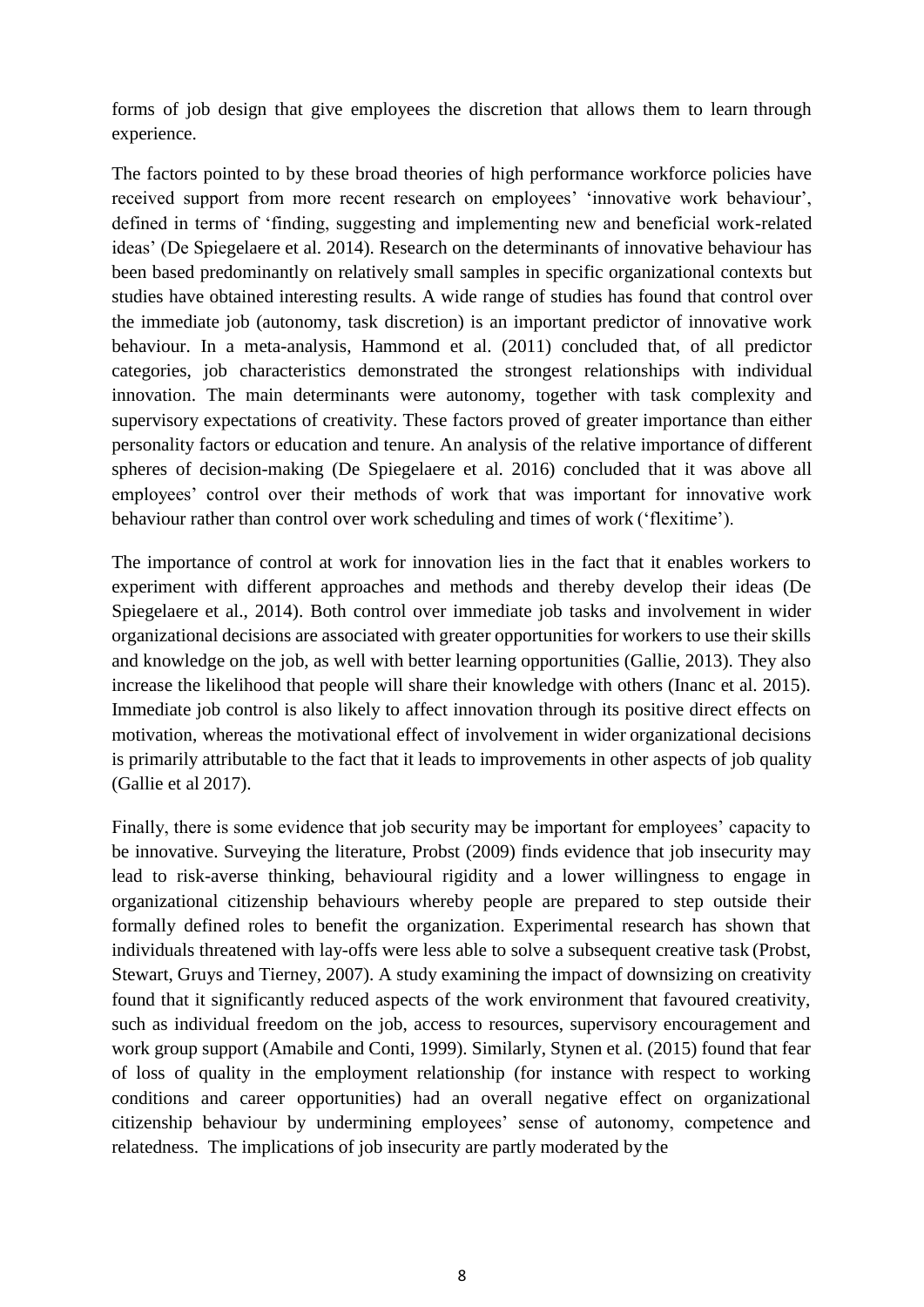forms of job design that give employees the discretion that allows them to learn through experience.

The factors pointed to by these broad theories of high performance workforce policies have received support from more recent research on employees' 'innovative work behaviour', defined in terms of 'finding, suggesting and implementing new and beneficial work-related ideas' (De Spiegelaere et al. 2014). Research on the determinants of innovative behaviour has been based predominantly on relatively small samples in specific organizational contexts but studies have obtained interesting results. A wide range of studies has found that control over the immediate job (autonomy, task discretion) is an important predictor of innovative work behaviour. In a meta-analysis, Hammond et al. (2011) concluded that, of all predictor categories, job characteristics demonstrated the strongest relationships with individual innovation. The main determinants were autonomy, together with task complexity and supervisory expectations of creativity. These factors proved of greater importance than either personality factors or education and tenure. An analysis of the relative importance of different spheres of decision-making (De Spiegelaere et al. 2016) concluded that it was above all employees' control over their methods of work that was important for innovative work behaviour rather than control over work scheduling and times of work ('flexitime').

The importance of control at work for innovation lies in the fact that it enables workers to experiment with different approaches and methods and thereby develop their ideas (De Spiegelaere et al., 2014). Both control over immediate job tasks and involvement in wider organizational decisions are associated with greater opportunities for workers to use their skills and knowledge on the job, as well with better learning opportunities (Gallie, 2013). They also increase the likelihood that people will share their knowledge with others (Inanc et al. 2015). Immediate job control is also likely to affect innovation through its positive direct effects on motivation, whereas the motivational effect of involvement in wider organizational decisions is primarily attributable to the fact that it leads to improvements in other aspects of job quality (Gallie et al 2017).

Finally, there is some evidence that job security may be important for employees' capacity to be innovative. Surveying the literature, Probst (2009) finds evidence that job insecurity may lead to risk-averse thinking, behavioural rigidity and a lower willingness to engage in organizational citizenship behaviours whereby people are prepared to step outside their formally defined roles to benefit the organization. Experimental research has shown that individuals threatened with lay-offs were less able to solve a subsequent creative task (Probst, Stewart, Gruys and Tierney, 2007). A study examining the impact of downsizing on creativity found that it significantly reduced aspects of the work environment that favoured creativity, such as individual freedom on the job, access to resources, supervisory encouragement and work group support (Amabile and Conti, 1999). Similarly, Stynen et al. (2015) found that fear of loss of quality in the employment relationship (for instance with respect to working conditions and career opportunities) had an overall negative effect on organizational citizenship behaviour by undermining employees' sense of autonomy, competence and relatedness. The implications of job insecurity are partly moderated by the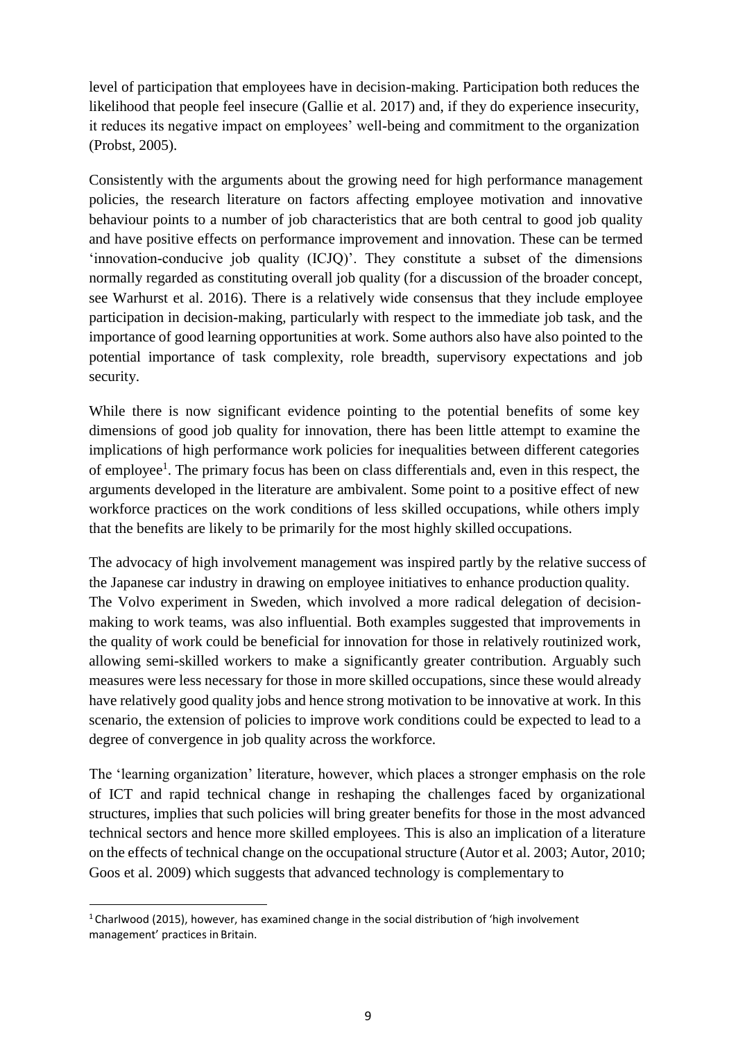level of participation that employees have in decision-making. Participation both reduces the likelihood that people feel insecure (Gallie et al. 2017) and, if they do experience insecurity, it reduces its negative impact on employees' well-being and commitment to the organization (Probst, 2005).

Consistently with the arguments about the growing need for high performance management policies, the research literature on factors affecting employee motivation and innovative behaviour points to a number of job characteristics that are both central to good job quality and have positive effects on performance improvement and innovation. These can be termed 'innovation-conducive job quality (ICJQ)'. They constitute a subset of the dimensions normally regarded as constituting overall job quality (for a discussion of the broader concept, see Warhurst et al. 2016). There is a relatively wide consensus that they include employee participation in decision-making, particularly with respect to the immediate job task, and the importance of good learning opportunities at work. Some authors also have also pointed to the potential importance of task complexity, role breadth, supervisory expectations and job security.

While there is now significant evidence pointing to the potential benefits of some key dimensions of good job quality for innovation, there has been little attempt to examine the implications of high performance work policies for inequalities between different categories of employee[1]. The primary focus has been on class differentials and, even in this respect, the arguments developed in the literature are ambivalent. Some point to a positive effect of new workforce practices on the work conditions of less skilled occupations, while others imply that the benefits are likely to be primarily for the most highly skilled occupations.

The advocacy of high involvement management was inspired partly by the relative success of the Japanese car industry in drawing on employee initiatives to enhance production quality. The Volvo experiment in Sweden, which involved a more radical delegation of decision-making to work teams, was also influential. Both examples suggested that improvements in the quality of work could be beneficial for innovation for those in relatively routinized work, allowing semi-skilled workers to make a significantly greater contribution. Arguably such measures were less necessary for those in more skilled occupations, since these would already have relatively good quality jobs and hence strong motivation to be innovative at work. In this scenario, the extension of policies to improve work conditions could be expected to lead to a degree of convergence in job quality across the workforce.

The 'learning organization' literature, however, which places a stronger emphasis on the role of ICT and rapid technical change in reshaping the challenges faced by organizational structures, implies that such policies will bring greater benefits for those in the most advanced technical sectors and hence more skilled employees. This is also an implication of a literature on the effects of technical change on the occupational structure (Autor et al. 2003; Autor, 2010; Goos et al. 2009) which suggests that advanced technology is complementary to

[1] Charlwood (2015), however, has examined change in the social distribution of 'high involvement management' practices in Britain.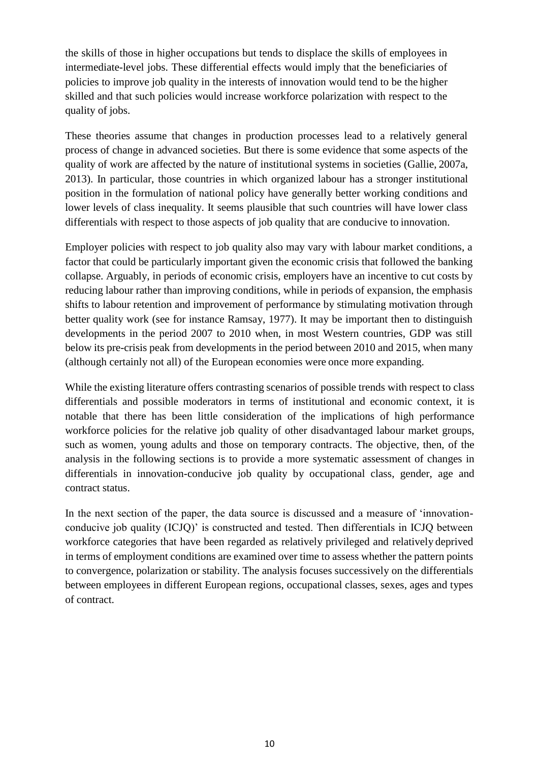the skills of those in higher occupations but tends to displace the skills of employees in intermediate-level jobs. These differential effects would imply that the beneficiaries of policies to improve job quality in the interests of innovation would tend to be the higher skilled and that such policies would increase workforce polarization with respect to the quality of jobs.

These theories assume that changes in production processes lead to a relatively general process of change in advanced societies. But there is some evidence that some aspects of the quality of work are affected by the nature of institutional systems in societies (Gallie, 2007a, 2013). In particular, those countries in which organized labour has a stronger institutional position in the formulation of national policy have generally better working conditions and lower levels of class inequality. It seems plausible that such countries will have lower class differentials with respect to those aspects of job quality that are conducive to innovation.

Employer policies with respect to job quality also may vary with labour market conditions, a factor that could be particularly important given the economic crisis that followed the banking collapse. Arguably, in periods of economic crisis, employers have an incentive to cut costs by reducing labour rather than improving conditions, while in periods of expansion, the emphasis shifts to labour retention and improvement of performance by stimulating motivation through better quality work (see for instance Ramsay, 1977). It may be important then to distinguish developments in the period 2007 to 2010 when, in most Western countries, GDP was still below its pre-crisis peak from developments in the period between 2010 and 2015, when many (although certainly not all) of the European economies were once more expanding.

While the existing literature offers contrasting scenarios of possible trends with respect to class differentials and possible moderators in terms of institutional and economic context, it is notable that there has been little consideration of the implications of high performance workforce policies for the relative job quality of other disadvantaged labour market groups, such as women, young adults and those on temporary contracts. The objective, then, of the analysis in the following sections is to provide a more systematic assessment of changes in differentials in innovation-conducive job quality by occupational class, gender, age and contract status.

In the next section of the paper, the data source is discussed and a measure of 'innovation-conducive job quality (ICJQ)' is constructed and tested. Then differentials in ICJQ between workforce categories that have been regarded as relatively privileged and relatively deprived in terms of employment conditions are examined over time to assess whether the pattern points to convergence, polarization or stability. The analysis focuses successively on the differentials between employees in different European regions, occupational classes, sexes, ages and types of contract.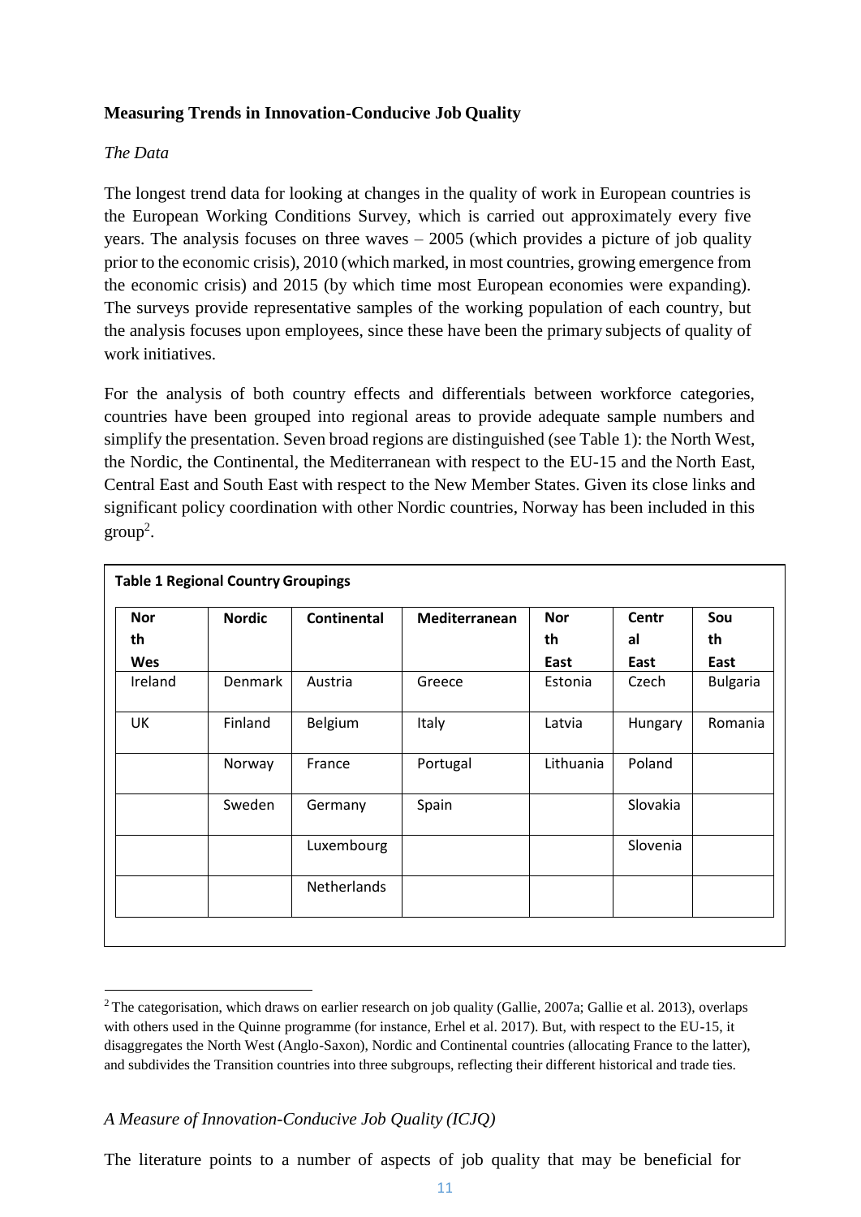**Measuring Trends in Innovation-Conducive Job Quality**

*The Data*

The longest trend data for looking at changes in the quality of work in European countries is the European Working Conditions Survey, which is carried out approximately every five years. The analysis focuses on three waves – 2005 (which provides a picture of job quality prior to the economic crisis), 2010 (which marked, in most countries, growing emergence from the economic crisis) and 2015 (by which time most European economies were expanding). The surveys provide representative samples of the working population of each country, but the analysis focuses upon employees, since these have been the primary subjects of quality of work initiatives.

For the analysis of both country effects and differentials between workforce categories, countries have been grouped into regional areas to provide adequate sample numbers and simplify the presentation. Seven broad regions are distinguished (see Table 1): the North West, the Nordic, the Continental, the Mediterranean with respect to the EU-15 and the North East, Central East and South East with respect to the New Member States. Given its close links and significant policy coordination with other Nordic countries, Norway has been included in this group[2].

**Table 1 Regional Country Groupings**

| North West | Nordic | Continental | Mediterranean | North East | Central East | South East |
|---|---|---|---|---|---|---|
| Ireland | Denmark | Austria | Greece | Estonia | Czech | Bulgaria |
| UK | Finland | Belgium | Italy | Latvia | Hungary | Romania |
| | Norway | France | Portugal | Lithuania | Poland | |
| | Sweden | Germany | Spain | | Slovakia | |
| | | Luxembourg | | | Slovenia | |
| | | Netherlands | | | | |

[2] The categorisation, which draws on earlier research on job quality (Gallie, 2007a; Gallie et al. 2013), overlaps with others used in the Quinne programme (for instance, Erhel et al. 2017). But, with respect to the EU-15, it disaggregates the North West (Anglo-Saxon), Nordic and Continental countries (allocating France to the latter), and subdivides the Transition countries into three subgroups, reflecting their different historical and trade ties.

*A Measure of Innovation-Conducive Job Quality (ICJQ)*

The literature points to a number of aspects of job quality that may be beneficial for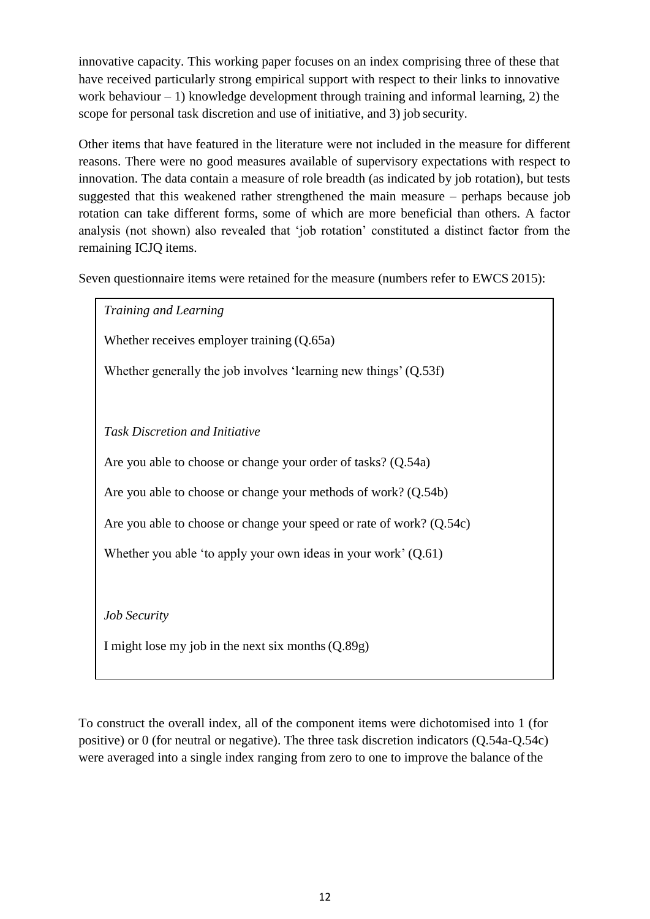innovative capacity. This working paper focuses on an index comprising three of these that have received particularly strong empirical support with respect to their links to innovative work behaviour – 1) knowledge development through training and informal learning, 2) the scope for personal task discretion and use of initiative, and 3) job security.

Other items that have featured in the literature were not included in the measure for different reasons. There were no good measures available of supervisory expectations with respect to innovation. The data contain a measure of role breadth (as indicated by job rotation), but tests suggested that this weakened rather strengthened the main measure – perhaps because job rotation can take different forms, some of which are more beneficial than others. A factor analysis (not shown) also revealed that 'job rotation' constituted a distinct factor from the remaining ICJQ items.

Seven questionnaire items were retained for the measure (numbers refer to EWCS 2015):

*Training and Learning*

Whether receives employer training (Q.65a)

Whether generally the job involves 'learning new things' (Q.53f)

*Task Discretion and Initiative*

Are you able to choose or change your order of tasks? (Q.54a)

Are you able to choose or change your methods of work? (Q.54b)

Are you able to choose or change your speed or rate of work? (Q.54c)

Whether you able 'to apply your own ideas in your work' (Q.61)

*Job Security*

I might lose my job in the next six months (Q.89g)

To construct the overall index, all of the component items were dichotomised into 1 (for positive) or 0 (for neutral or negative). The three task discretion indicators (Q.54a-Q.54c) were averaged into a single index ranging from zero to one to improve the balance of the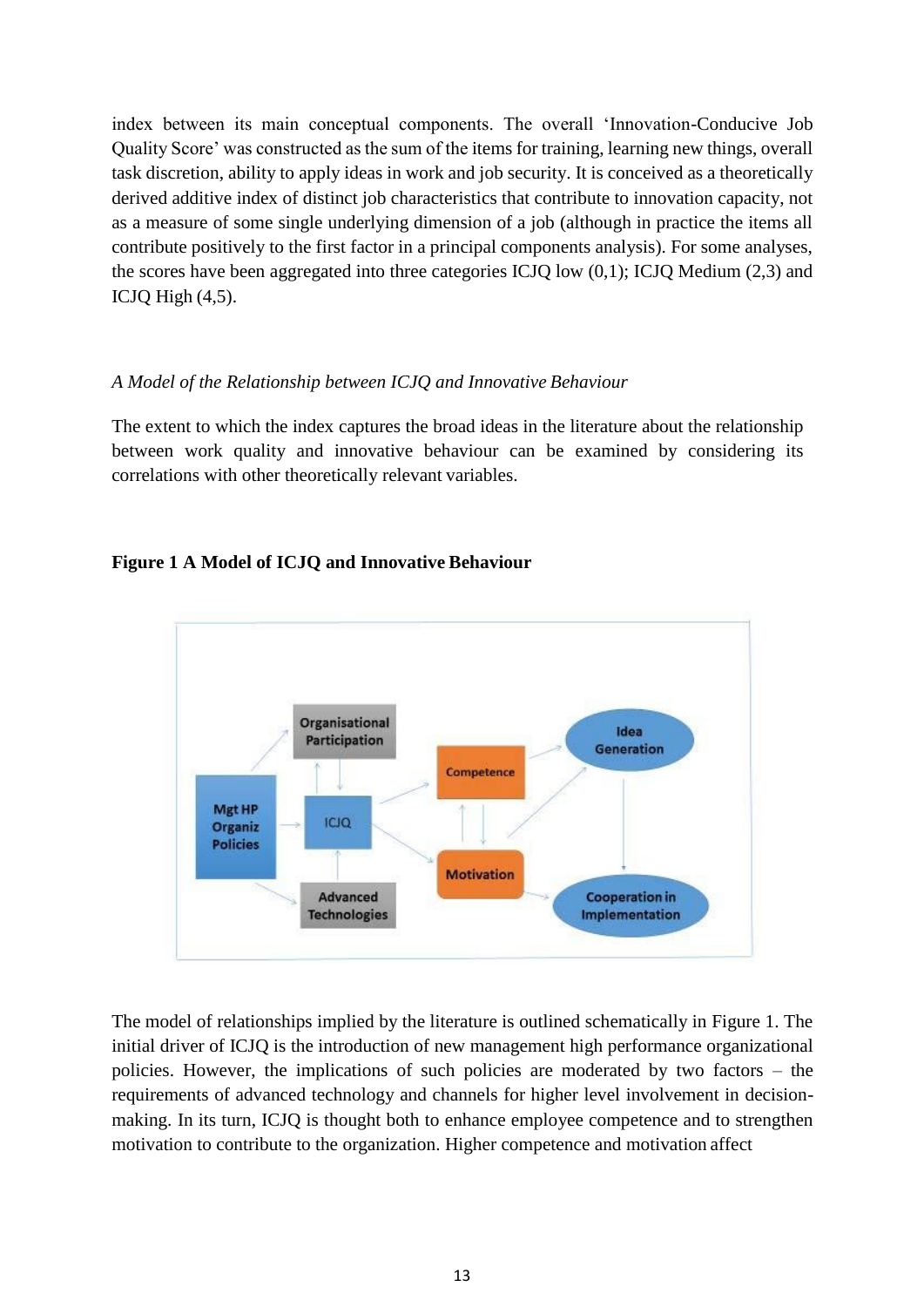index between its main conceptual components. The overall 'Innovation-Conducive Job Quality Score' was constructed as the sum of the items for training, learning new things, overall task discretion, ability to apply ideas in work and job security. It is conceived as a theoretically derived additive index of distinct job characteristics that contribute to innovation capacity, not as a measure of some single underlying dimension of a job (although in practice the items all contribute positively to the first factor in a principal components analysis). For some analyses, the scores have been aggregated into three categories ICJQ low (0,1); ICJQ Medium (2,3) and ICJQ High (4,5).

*A Model of the Relationship between ICJQ and Innovative Behaviour*

The extent to which the index captures the broad ideas in the literature about the relationship between work quality and innovative behaviour can be examined by considering its correlations with other theoretically relevant variables.

**Figure 1 A Model of ICJQ and Innovative Behaviour**

The model of relationships implied by the literature is outlined schematically in Figure 1. The initial driver of ICJQ is the introduction of new management high performance organizational policies. However, the implications of such policies are moderated by two factors – the requirements of advanced technology and channels for higher level involvement in decision-making. In its turn, ICJQ is thought both to enhance employee competence and to strengthen motivation to contribute to the organization. Higher competence and motivation affect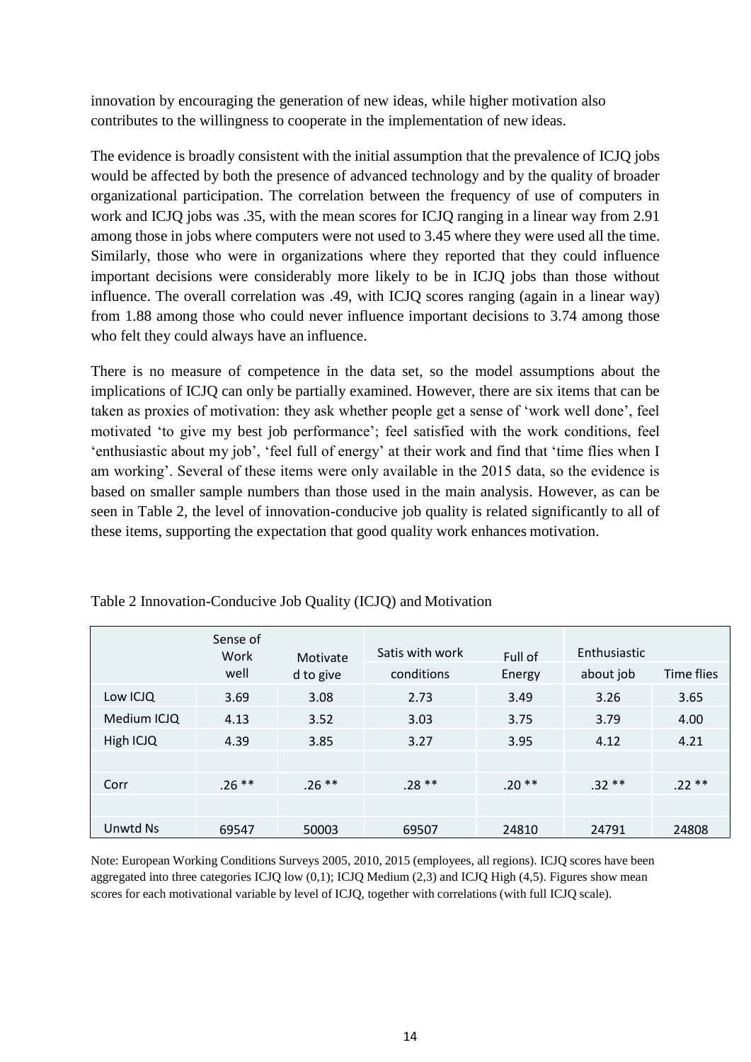innovation by encouraging the generation of new ideas, while higher motivation also contributes to the willingness to cooperate in the implementation of new ideas.

The evidence is broadly consistent with the initial assumption that the prevalence of ICJQ jobs would be affected by both the presence of advanced technology and by the quality of broader organizational participation. The correlation between the frequency of use of computers in work and ICJQ jobs was .35, with the mean scores for ICJQ ranging in a linear way from 2.91 among those in jobs where computers were not used to 3.45 where they were used all the time. Similarly, those who were in organizations where they reported that they could influence important decisions were considerably more likely to be in ICJQ jobs than those without influence. The overall correlation was .49, with ICJQ scores ranging (again in a linear way) from 1.88 among those who could never influence important decisions to 3.74 among those who felt they could always have an influence.

There is no measure of competence in the data set, so the model assumptions about the implications of ICJQ can only be partially examined. However, there are six items that can be taken as proxies of motivation: they ask whether people get a sense of 'work well done', feel motivated 'to give my best job performance'; feel satisfied with the work conditions, feel 'enthusiastic about my job', 'feel full of energy' at their work and find that 'time flies when I am working'. Several of these items were only available in the 2015 data, so the evidence is based on smaller sample numbers than those used in the main analysis. However, as can be seen in Table 2, the level of innovation-conducive job quality is related significantly to all of these items, supporting the expectation that good quality work enhances motivation.

Table 2 Innovation-Conducive Job Quality (ICJQ) and Motivation

| | Sense of Work well | Motivated to give | Satis with work conditions | Full of Energy | Enthusiastic about job | Time flies |
|---|---|---|---|---|---|---|
| Low ICJQ | 3.69 | 3.08 | 2.73 | 3.49 | 3.26 | 3.65 |
| Medium ICJQ | 4.13 | 3.52 | 3.03 | 3.75 | 3.79 | 4.00 |
| High ICJQ | 4.39 | 3.85 | 3.27 | 3.95 | 4.12 | 4.21 |
| | | | | | | |
| Corr | .26 ** | .26 ** | .28 ** | .20 ** | .32 ** | .22 ** |
| | | | | | | |
| Unwtd Ns | 69547 | 50003 | 69507 | 24810 | 24791 | 24808 |

Note: European Working Conditions Surveys 2005, 2010, 2015 (employees, all regions). ICJQ scores have been aggregated into three categories ICJQ low (0,1); ICJQ Medium (2,3) and ICJQ High (4,5). Figures show mean scores for each motivational variable by level of ICJQ, together with correlations (with full ICJQ scale).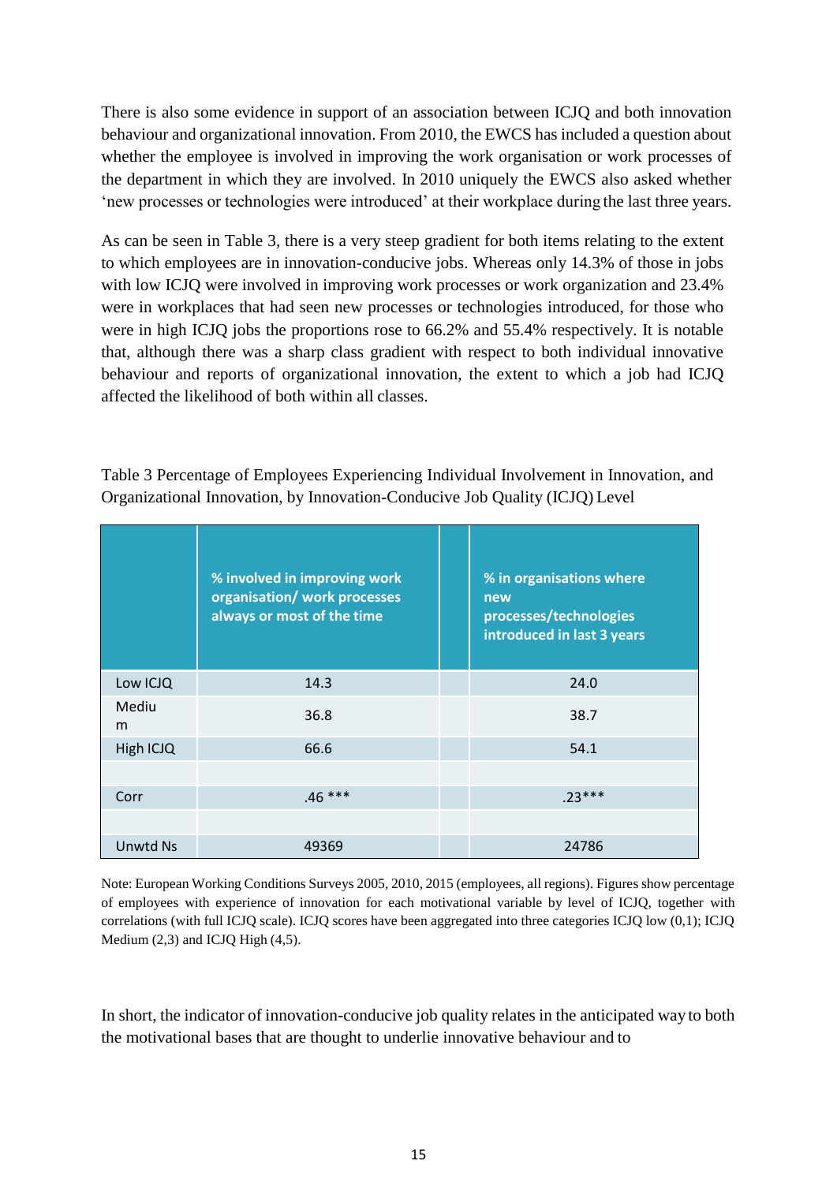There is also some evidence in support of an association between ICJQ and both innovation behaviour and organizational innovation. From 2010, the EWCS has included a question about whether the employee is involved in improving the work organisation or work processes of the department in which they are involved. In 2010 uniquely the EWCS also asked whether 'new processes or technologies were introduced' at their workplace during the last three years.

As can be seen in Table 3, there is a very steep gradient for both items relating to the extent to which employees are in innovation-conducive jobs. Whereas only 14.3% of those in jobs with low ICJQ were involved in improving work processes or work organization and 23.4% were in workplaces that had seen new processes or technologies introduced, for those who were in high ICJQ jobs the proportions rose to 66.2% and 55.4% respectively. It is notable that, although there was a sharp class gradient with respect to both individual innovative behaviour and reports of organizational innovation, the extent to which a job had ICJQ affected the likelihood of both within all classes.

Table 3 Percentage of Employees Experiencing Individual Involvement in Innovation, and Organizational Innovation, by Innovation-Conducive Job Quality (ICJQ) Level

| | % involved in improving work organisation/ work processes always or most of the time | | % in organisations where new processes/technologies introduced in last 3 years |
|---|---|---|---|
| Low ICJQ | 14.3 | | 24.0 |
| Medium | 36.8 | | 38.7 |
| High ICJQ | 66.6 | | 54.1 |
| | | | |
| Corr | .46 *** | | .23*** |
| | | | |
| Unwtd Ns | 49369 | | 24786 |

Note: European Working Conditions Surveys 2005, 2010, 2015 (employees, all regions). Figures show percentage of employees with experience of innovation for each motivational variable by level of ICJQ, together with correlations (with full ICJQ scale). ICJQ scores have been aggregated into three categories ICJQ low (0,1); ICJQ Medium (2,3) and ICJQ High (4,5).

In short, the indicator of innovation-conducive job quality relates in the anticipated way to both the motivational bases that are thought to underlie innovative behaviour and to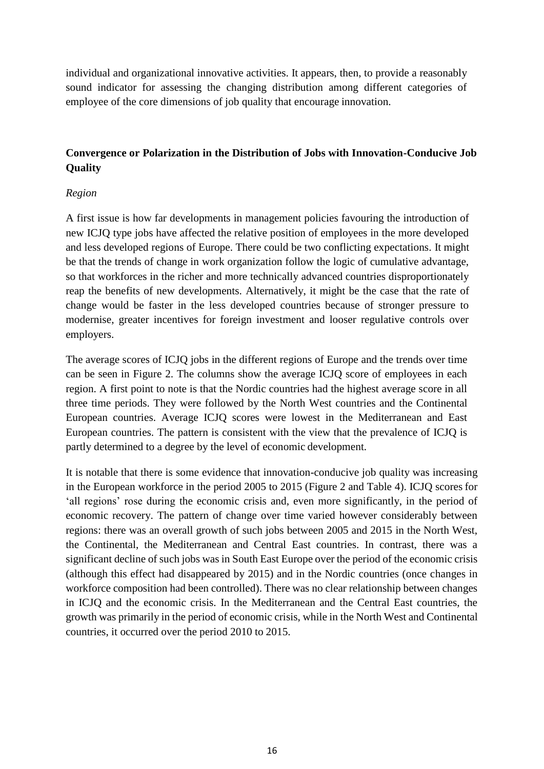individual and organizational innovative activities. It appears, then, to provide a reasonably sound indicator for assessing the changing distribution among different categories of employee of the core dimensions of job quality that encourage innovation.

## Convergence or Polarization in the Distribution of Jobs with Innovation-Conducive Job Quality

### *Region*

A first issue is how far developments in management policies favouring the introduction of new ICJQ type jobs have affected the relative position of employees in the more developed and less developed regions of Europe. There could be two conflicting expectations. It might be that the trends of change in work organization follow the logic of cumulative advantage, so that workforces in the richer and more technically advanced countries disproportionately reap the benefits of new developments. Alternatively, it might be the case that the rate of change would be faster in the less developed countries because of stronger pressure to modernise, greater incentives for foreign investment and looser regulative controls over employers.

The average scores of ICJQ jobs in the different regions of Europe and the trends over time can be seen in Figure 2. The columns show the average ICJQ score of employees in each region. A first point to note is that the Nordic countries had the highest average score in all three time periods. They were followed by the North West countries and the Continental European countries. Average ICJQ scores were lowest in the Mediterranean and East European countries. The pattern is consistent with the view that the prevalence of ICJQ is partly determined to a degree by the level of economic development.

It is notable that there is some evidence that innovation-conducive job quality was increasing in the European workforce in the period 2005 to 2015 (Figure 2 and Table 4). ICJQ scores for 'all regions' rose during the economic crisis and, even more significantly, in the period of economic recovery. The pattern of change over time varied however considerably between regions: there was an overall growth of such jobs between 2005 and 2015 in the North West, the Continental, the Mediterranean and Central East countries. In contrast, there was a significant decline of such jobs was in South East Europe over the period of the economic crisis (although this effect had disappeared by 2015) and in the Nordic countries (once changes in workforce composition had been controlled). There was no clear relationship between changes in ICJQ and the economic crisis. In the Mediterranean and the Central East countries, the growth was primarily in the period of economic crisis, while in the North West and Continental countries, it occurred over the period 2010 to 2015.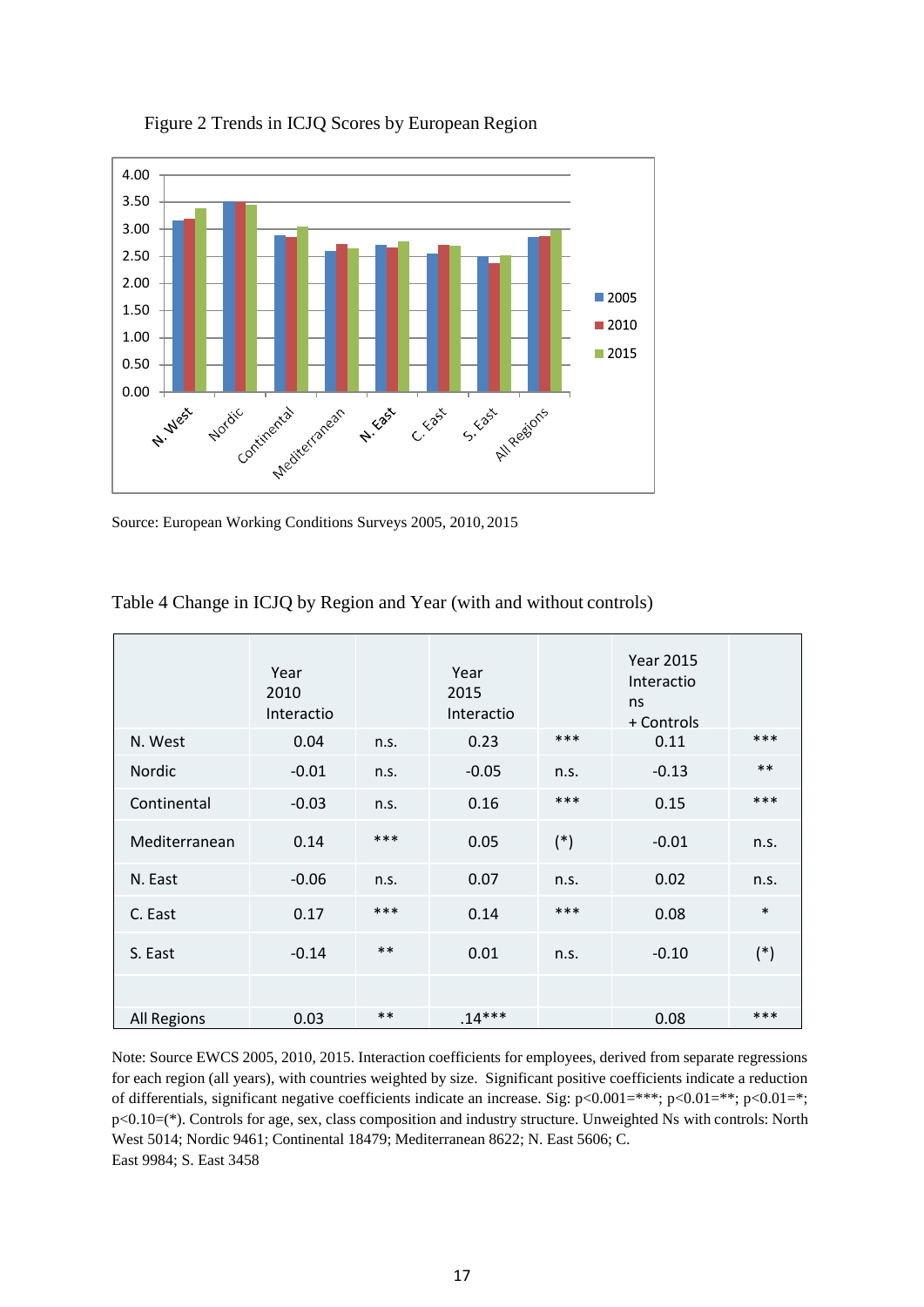Figure 2 Trends in ICJQ Scores by European Region

Source: European Working Conditions Surveys 2005, 2010, 2015

Table 4 Change in ICJQ by Region and Year (with and without controls)

| | Year 2010 Interactio | | Year 2015 Interactio | | Year 2015 Interactions + Controls | |
|---|---|---|---|---|---|---|
| N. West | 0.04 | n.s. | 0.23 | *** | 0.11 | *** |
| Nordic | -0.01 | n.s. | -0.05 | n.s. | -0.13 | ** |
| Continental | -0.03 | n.s. | 0.16 | *** | 0.15 | *** |
| Mediterranean | 0.14 | *** | 0.05 | (*) | -0.01 | n.s. |
| N. East | -0.06 | n.s. | 0.07 | n.s. | 0.02 | n.s. |
| C. East | 0.17 | *** | 0.14 | *** | 0.08 | * |
| S. East | -0.14 | ** | 0.01 | n.s. | -0.10 | (*) |
| | | | | | | |
| All Regions | 0.03 | ** | .14*** | | 0.08 | *** |

Note: Source EWCS 2005, 2010, 2015. Interaction coefficients for employees, derived from separate regressions for each region (all years), with countries weighted by size. Significant positive coefficients indicate a reduction of differentials, significant negative coefficients indicate an increase. Sig: p<0.001=***; p<0.01=**; p<0.01=*; p<0.10=(*). Controls for age, sex, class composition and industry structure. Unweighted Ns with controls: North West 5014; Nordic 9461; Continental 18479; Mediterranean 8622; N. East 5606; C. East 9984; S. East 3458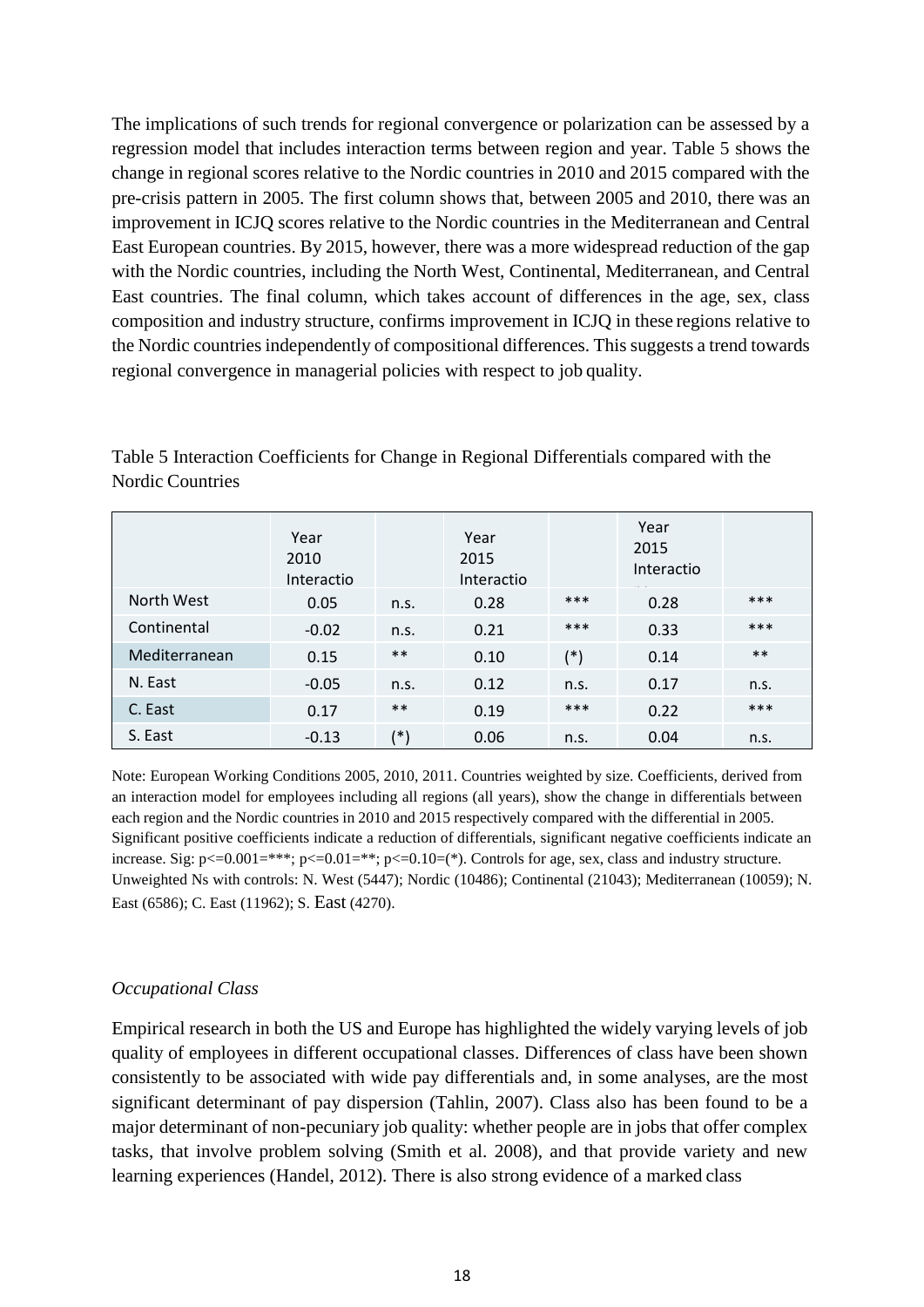The implications of such trends for regional convergence or polarization can be assessed by a regression model that includes interaction terms between region and year. Table 5 shows the change in regional scores relative to the Nordic countries in 2010 and 2015 compared with the pre-crisis pattern in 2005. The first column shows that, between 2005 and 2010, there was an improvement in ICJQ scores relative to the Nordic countries in the Mediterranean and Central East European countries. By 2015, however, there was a more widespread reduction of the gap with the Nordic countries, including the North West, Continental, Mediterranean, and Central East countries. The final column, which takes account of differences in the age, sex, class composition and industry structure, confirms improvement in ICJQ in these regions relative to the Nordic countries independently of compositional differences. This suggests a trend towards regional convergence in managerial policies with respect to job quality.

Table 5 Interaction Coefficients for Change in Regional Differentials compared with the Nordic Countries

| | Year 2010 Interactio | | Year 2015 Interactio | | Year 2015 Interactio | |
|---|---|---|---|---|---|---|
| North West | 0.05 | n.s. | 0.28 | *** | 0.28 | *** |
| Continental | -0.02 | n.s. | 0.21 | *** | 0.33 | *** |
| Mediterranean | 0.15 | ** | 0.10 | (*) | 0.14 | ** |
| N. East | -0.05 | n.s. | 0.12 | n.s. | 0.17 | n.s. |
| C. East | 0.17 | ** | 0.19 | *** | 0.22 | *** |
| S. East | -0.13 | (*) | 0.06 | n.s. | 0.04 | n.s. |

Note: European Working Conditions 2005, 2010, 2011. Countries weighted by size. Coefficients, derived from an interaction model for employees including all regions (all years), show the change in differentials between each region and the Nordic countries in 2010 and 2015 respectively compared with the differential in 2005. Significant positive coefficients indicate a reduction of differentials, significant negative coefficients indicate an increase. Sig: p<=0.001=***; p<=0.01=**; p<=0.10=(*). Controls for age, sex, class and industry structure. Unweighted Ns with controls: N. West (5447); Nordic (10486); Continental (21043); Mediterranean (10059); N. East (6586); C. East (11962); S. East (4270).

*Occupational Class*

Empirical research in both the US and Europe has highlighted the widely varying levels of job quality of employees in different occupational classes. Differences of class have been shown consistently to be associated with wide pay differentials and, in some analyses, are the most significant determinant of pay dispersion (Tahlin, 2007). Class also has been found to be a major determinant of non-pecuniary job quality: whether people are in jobs that offer complex tasks, that involve problem solving (Smith et al. 2008), and that provide variety and new learning experiences (Handel, 2012). There is also strong evidence of a marked class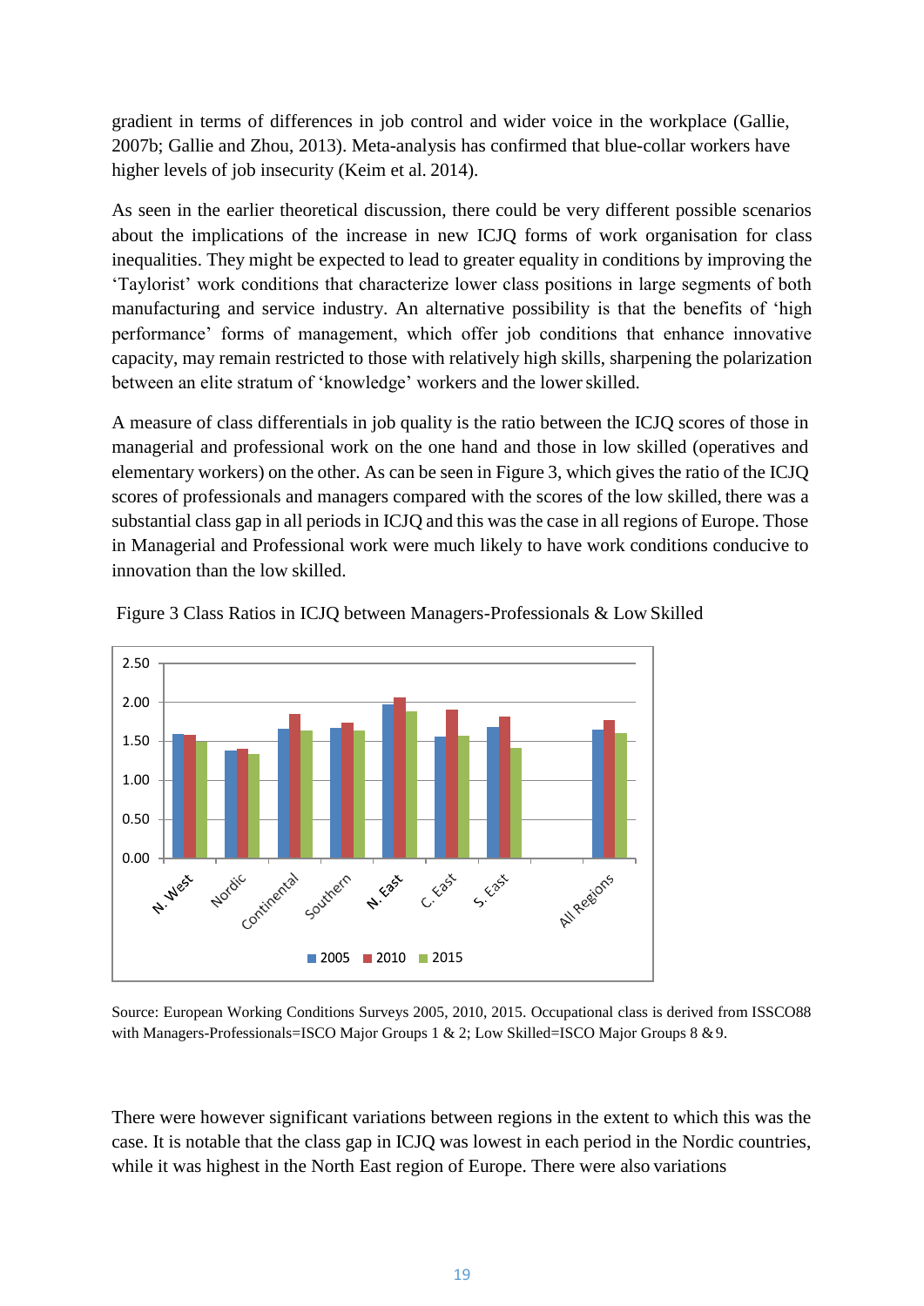gradient in terms of differences in job control and wider voice in the workplace (Gallie, 2007b; Gallie and Zhou, 2013). Meta-analysis has confirmed that blue-collar workers have higher levels of job insecurity (Keim et al. 2014).

As seen in the earlier theoretical discussion, there could be very different possible scenarios about the implications of the increase in new ICJQ forms of work organisation for class inequalities. They might be expected to lead to greater equality in conditions by improving the 'Taylorist' work conditions that characterize lower class positions in large segments of both manufacturing and service industry. An alternative possibility is that the benefits of 'high performance' forms of management, which offer job conditions that enhance innovative capacity, may remain restricted to those with relatively high skills, sharpening the polarization between an elite stratum of 'knowledge' workers and the lower skilled.

A measure of class differentials in job quality is the ratio between the ICJQ scores of those in managerial and professional work on the one hand and those in low skilled (operatives and elementary workers) on the other. As can be seen in Figure 3, which gives the ratio of the ICJQ scores of professionals and managers compared with the scores of the low skilled, there was a substantial class gap in all periods in ICJQ and this was the case in all regions of Europe. Those in Managerial and Professional work were much likely to have work conditions conducive to innovation than the low skilled.

Figure 3 Class Ratios in ICJQ between Managers-Professionals & Low Skilled

Source: European Working Conditions Surveys 2005, 2010, 2015. Occupational class is derived from ISSCO88 with Managers-Professionals=ISCO Major Groups 1 & 2; Low Skilled=ISCO Major Groups 8 & 9.

There were however significant variations between regions in the extent to which this was the case. It is notable that the class gap in ICJQ was lowest in each period in the Nordic countries, while it was highest in the North East region of Europe. There were also variations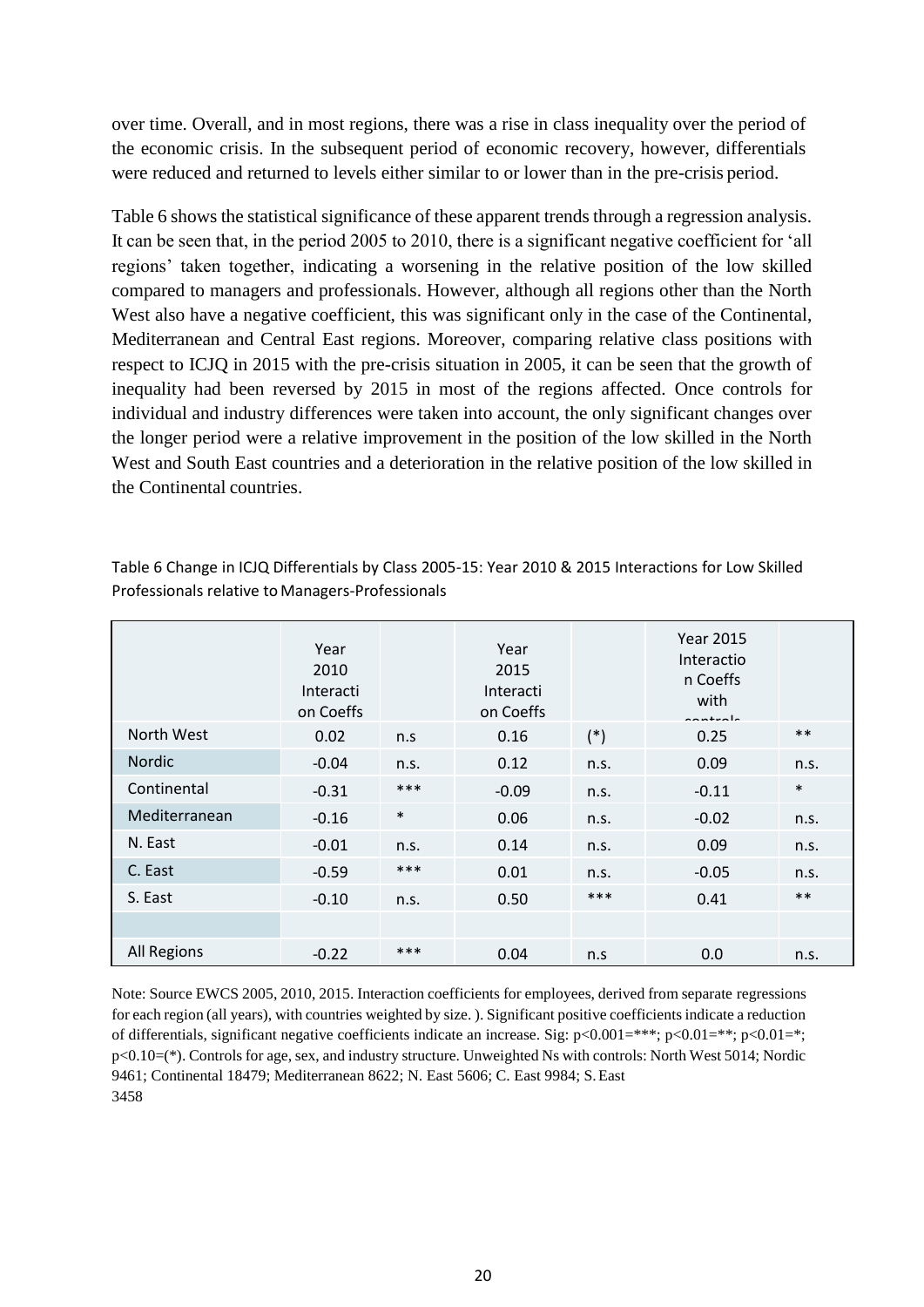over time. Overall, and in most regions, there was a rise in class inequality over the period of the economic crisis. In the subsequent period of economic recovery, however, differentials were reduced and returned to levels either similar to or lower than in the pre-crisis period.

Table 6 shows the statistical significance of these apparent trends through a regression analysis. It can be seen that, in the period 2005 to 2010, there is a significant negative coefficient for 'all regions' taken together, indicating a worsening in the relative position of the low skilled compared to managers and professionals. However, although all regions other than the North West also have a negative coefficient, this was significant only in the case of the Continental, Mediterranean and Central East regions. Moreover, comparing relative class positions with respect to ICJQ in 2015 with the pre-crisis situation in 2005, it can be seen that the growth of inequality had been reversed by 2015 in most of the regions affected. Once controls for individual and industry differences were taken into account, the only significant changes over the longer period were a relative improvement in the position of the low skilled in the North West and South East countries and a deterioration in the relative position of the low skilled in the Continental countries.

Table 6 Change in ICJQ Differentials by Class 2005-15: Year 2010 & 2015 Interactions for Low Skilled Professionals relative to Managers-Professionals

| | Year 2010 Interaction Coeffs | | Year 2015 Interaction Coeffs | | Year 2015 Interaction Coeffs with controls | |
|---|---|---|---|---|---|---|
| North West | 0.02 | n.s | 0.16 | (*) | 0.25 | ** |
| Nordic | -0.04 | n.s. | 0.12 | n.s. | 0.09 | n.s. |
| Continental | -0.31 | *** | -0.09 | n.s. | -0.11 | * |
| Mediterranean | -0.16 | * | 0.06 | n.s. | -0.02 | n.s. |
| N. East | -0.01 | n.s. | 0.14 | n.s. | 0.09 | n.s. |
| C. East | -0.59 | *** | 0.01 | n.s. | -0.05 | n.s. |
| S. East | -0.10 | n.s. | 0.50 | *** | 0.41 | ** |
| | | | | | | |
| All Regions | -0.22 | *** | 0.04 | n.s | 0.0 | n.s. |

Note: Source EWCS 2005, 2010, 2015. Interaction coefficients for employees, derived from separate regressions for each region (all years), with countries weighted by size. ). Significant positive coefficients indicate a reduction of differentials, significant negative coefficients indicate an increase. Sig: p<0.001=***; p<0.01=**; p<0.01=*; p<0.10=(*). Controls for age, sex, and industry structure. Unweighted Ns with controls: North West 5014; Nordic 9461; Continental 18479; Mediterranean 8622; N. East 5606; C. East 9984; S. East 3458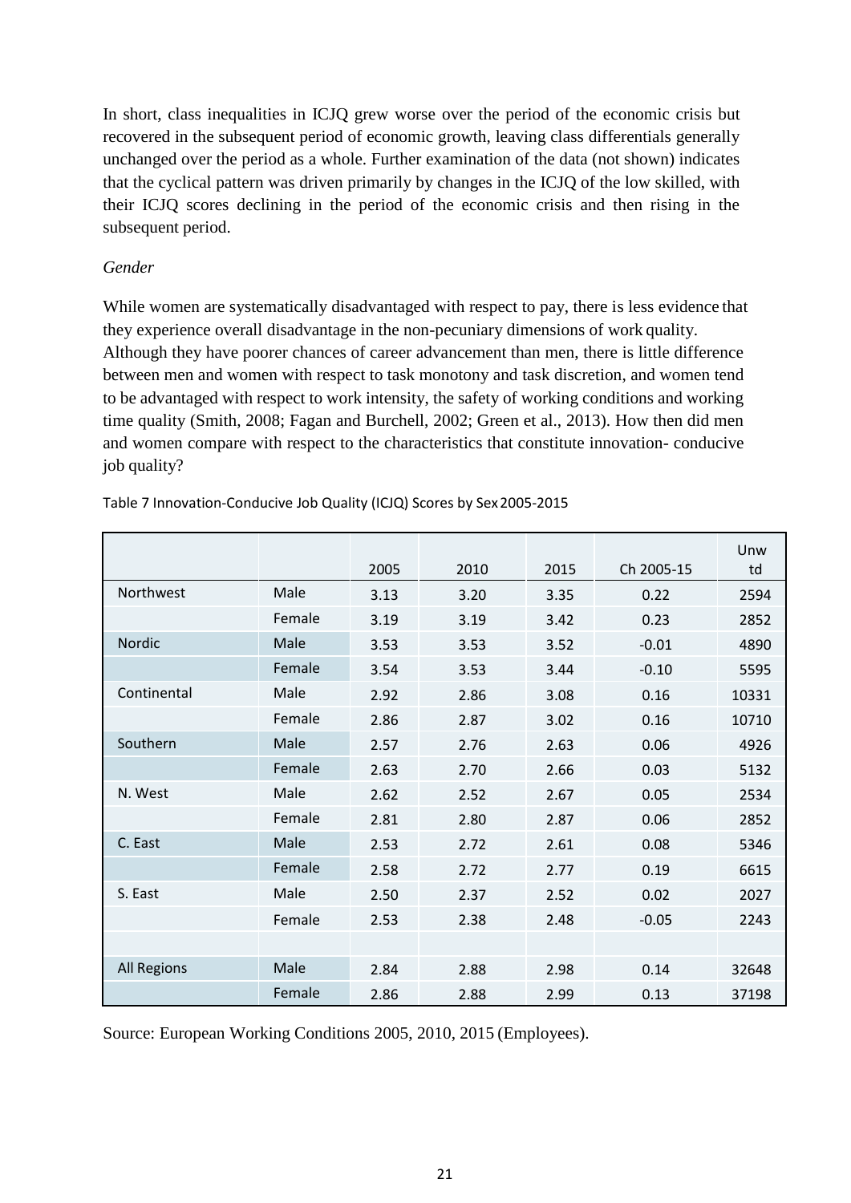In short, class inequalities in ICJQ grew worse over the period of the economic crisis but recovered in the subsequent period of economic growth, leaving class differentials generally unchanged over the period as a whole. Further examination of the data (not shown) indicates that the cyclical pattern was driven primarily by changes in the ICJQ of the low skilled, with their ICJQ scores declining in the period of the economic crisis and then rising in the subsequent period.

*Gender*

While women are systematically disadvantaged with respect to pay, there is less evidence that they experience overall disadvantage in the non-pecuniary dimensions of work quality. Although they have poorer chances of career advancement than men, there is little difference between men and women with respect to task monotony and task discretion, and women tend to be advantaged with respect to work intensity, the safety of working conditions and working time quality (Smith, 2008; Fagan and Burchell, 2002; Green et al., 2013). How then did men and women compare with respect to the characteristics that constitute innovation- conducive job quality?

Table 7 Innovation-Conducive Job Quality (ICJQ) Scores by Sex 2005-2015

| | | 2005 | 2010 | 2015 | Ch 2005-15 | Unwtd |
|---|---|---|---|---|---|---|
| Northwest | Male | 3.13 | 3.20 | 3.35 | 0.22 | 2594 |
| | Female | 3.19 | 3.19 | 3.42 | 0.23 | 2852 |
| Nordic | Male | 3.53 | 3.53 | 3.52 | -0.01 | 4890 |
| | Female | 3.54 | 3.53 | 3.44 | -0.10 | 5595 |
| Continental | Male | 2.92 | 2.86 | 3.08 | 0.16 | 10331 |
| | Female | 2.86 | 2.87 | 3.02 | 0.16 | 10710 |
| Southern | Male | 2.57 | 2.76 | 2.63 | 0.06 | 4926 |
| | Female | 2.63 | 2.70 | 2.66 | 0.03 | 5132 |
| N. West | Male | 2.62 | 2.52 | 2.67 | 0.05 | 2534 |
| | Female | 2.81 | 2.80 | 2.87 | 0.06 | 2852 |
| C. East | Male | 2.53 | 2.72 | 2.61 | 0.08 | 5346 |
| | Female | 2.58 | 2.72 | 2.77 | 0.19 | 6615 |
| S. East | Male | 2.50 | 2.37 | 2.52 | 0.02 | 2027 |
| | Female | 2.53 | 2.38 | 2.48 | -0.05 | 2243 |
| | | | | | | |
| All Regions | Male | 2.84 | 2.88 | 2.98 | 0.14 | 32648 |
| | Female | 2.86 | 2.88 | 2.99 | 0.13 | 37198 |

Source: European Working Conditions 2005, 2010, 2015 (Employees).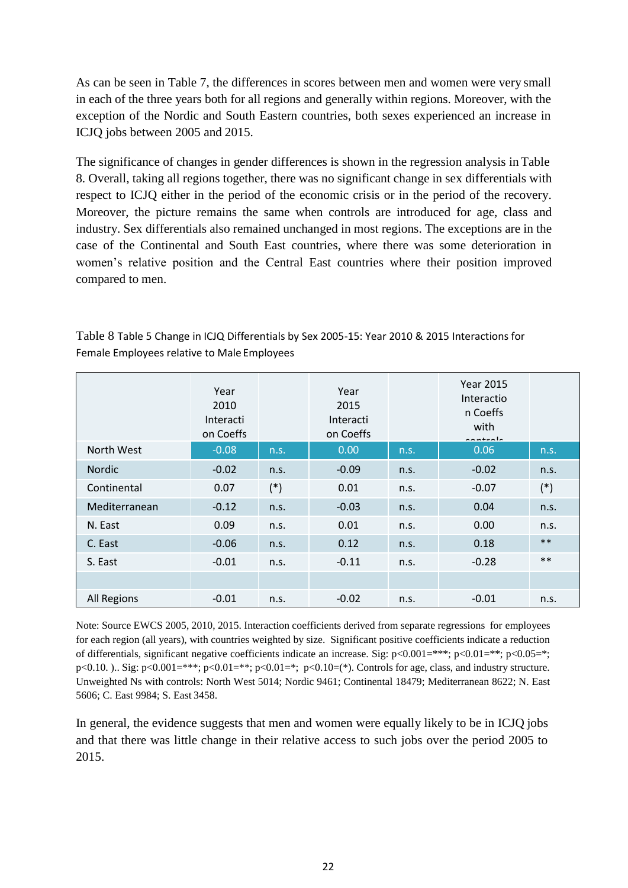As can be seen in Table 7, the differences in scores between men and women were very small in each of the three years both for all regions and generally within regions. Moreover, with the exception of the Nordic and South Eastern countries, both sexes experienced an increase in ICJQ jobs between 2005 and 2015.

The significance of changes in gender differences is shown in the regression analysis in Table 8. Overall, taking all regions together, there was no significant change in sex differentials with respect to ICJQ either in the period of the economic crisis or in the period of the recovery. Moreover, the picture remains the same when controls are introduced for age, class and industry. Sex differentials also remained unchanged in most regions. The exceptions are in the case of the Continental and South East countries, where there was some deterioration in women's relative position and the Central East countries where their position improved compared to men.

Table 8 Table 5 Change in ICJQ Differentials by Sex 2005-15: Year 2010 & 2015 Interactions for Female Employees relative to Male Employees

| | Year 2010 Interaction Coeffs | | Year 2015 Interaction Coeffs | | Year 2015 Interaction Coeffs with controls | |
|---|---|---|---|---|---|---|
| North West | -0.08 | n.s. | 0.00 | n.s. | 0.06 | n.s. |
| Nordic | -0.02 | n.s. | -0.09 | n.s. | -0.02 | n.s. |
| Continental | 0.07 | (*) | 0.01 | n.s. | -0.07 | (*) |
| Mediterranean | -0.12 | n.s. | -0.03 | n.s. | 0.04 | n.s. |
| N. East | 0.09 | n.s. | 0.01 | n.s. | 0.00 | n.s. |
| C. East | -0.06 | n.s. | 0.12 | n.s. | 0.18 | ** |
| S. East | -0.01 | n.s. | -0.11 | n.s. | -0.28 | ** |
| | | | | | | |
| All Regions | -0.01 | n.s. | -0.02 | n.s. | -0.01 | n.s. |

Note: Source EWCS 2005, 2010, 2015. Interaction coefficients derived from separate regressions for employees for each region (all years), with countries weighted by size. Significant positive coefficients indicate a reduction of differentials, significant negative coefficients indicate an increase. Sig: p<0.001=***; p<0.01=**; p<0.05=*; p<0.10. ).. Sig: p<0.001=***; p<0.01=**; p<0.01=*; p<0.10=(*). Controls for age, class, and industry structure. Unweighted Ns with controls: North West 5014; Nordic 9461; Continental 18479; Mediterranean 8622; N. East 5606; C. East 9984; S. East 3458.

In general, the evidence suggests that men and women were equally likely to be in ICJQ jobs and that there was little change in their relative access to such jobs over the period 2005 to 2015.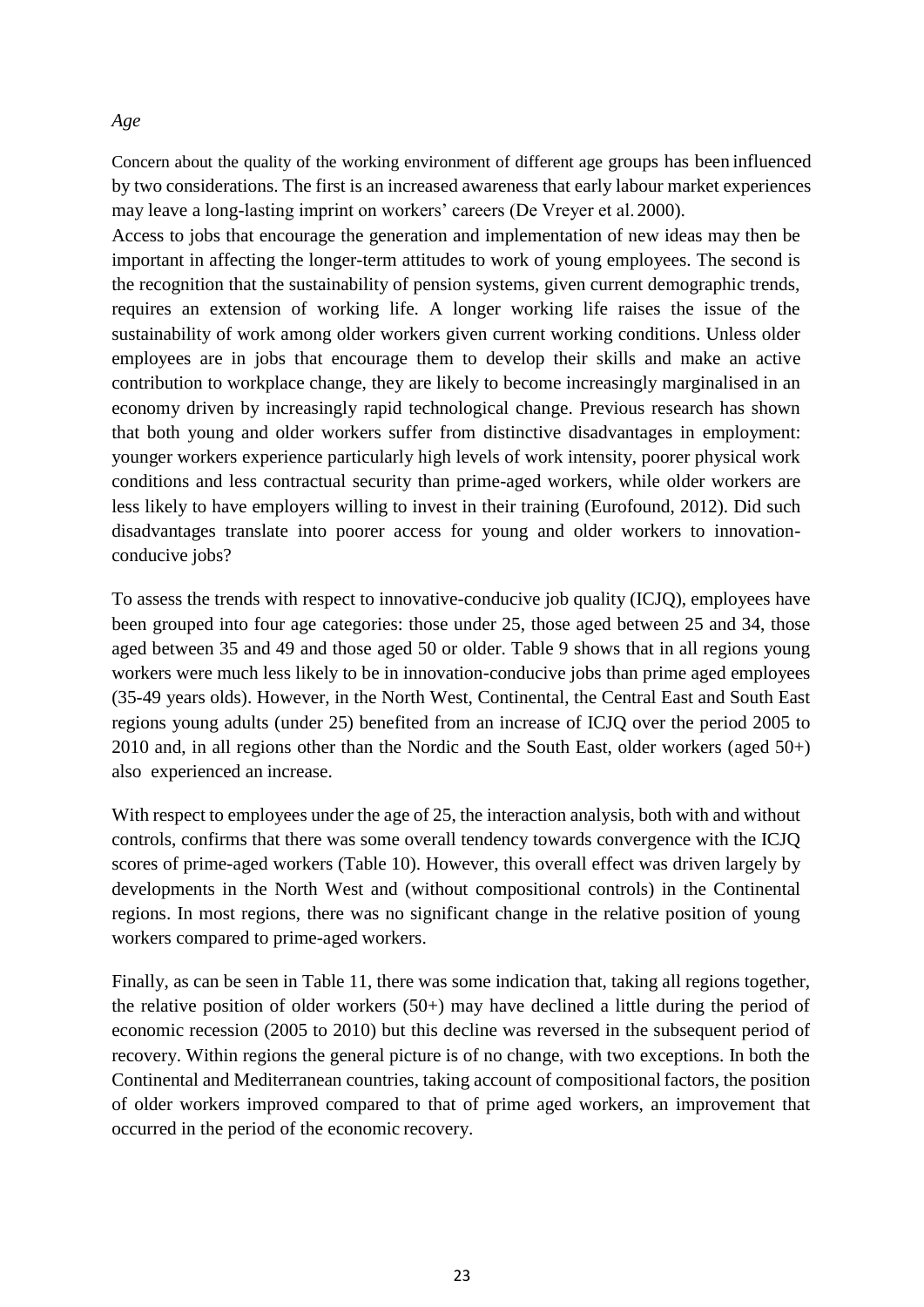*Age*

Concern about the quality of the working environment of different age groups has been influenced by two considerations. The first is an increased awareness that early labour market experiences may leave a long-lasting imprint on workers' careers (De Vreyer et al. 2000).
Access to jobs that encourage the generation and implementation of new ideas may then be important in affecting the longer-term attitudes to work of young employees. The second is the recognition that the sustainability of pension systems, given current demographic trends, requires an extension of working life. A longer working life raises the issue of the sustainability of work among older workers given current working conditions. Unless older employees are in jobs that encourage them to develop their skills and make an active contribution to workplace change, they are likely to become increasingly marginalised in an economy driven by increasingly rapid technological change. Previous research has shown that both young and older workers suffer from distinctive disadvantages in employment: younger workers experience particularly high levels of work intensity, poorer physical work conditions and less contractual security than prime-aged workers, while older workers are less likely to have employers willing to invest in their training (Eurofound, 2012). Did such disadvantages translate into poorer access for young and older workers to innovation-conducive jobs?

To assess the trends with respect to innovative-conducive job quality (ICJQ), employees have been grouped into four age categories: those under 25, those aged between 25 and 34, those aged between 35 and 49 and those aged 50 or older. Table 9 shows that in all regions young workers were much less likely to be in innovation-conducive jobs than prime aged employees (35-49 years olds). However, in the North West, Continental, the Central East and South East regions young adults (under 25) benefited from an increase of ICJQ over the period 2005 to 2010 and, in all regions other than the Nordic and the South East, older workers (aged 50+) also experienced an increase.

With respect to employees under the age of 25, the interaction analysis, both with and without controls, confirms that there was some overall tendency towards convergence with the ICJQ scores of prime-aged workers (Table 10). However, this overall effect was driven largely by developments in the North West and (without compositional controls) in the Continental regions. In most regions, there was no significant change in the relative position of young workers compared to prime-aged workers.

Finally, as can be seen in Table 11, there was some indication that, taking all regions together, the relative position of older workers (50+) may have declined a little during the period of economic recession (2005 to 2010) but this decline was reversed in the subsequent period of recovery. Within regions the general picture is of no change, with two exceptions. In both the Continental and Mediterranean countries, taking account of compositional factors, the position of older workers improved compared to that of prime aged workers, an improvement that occurred in the period of the economic recovery.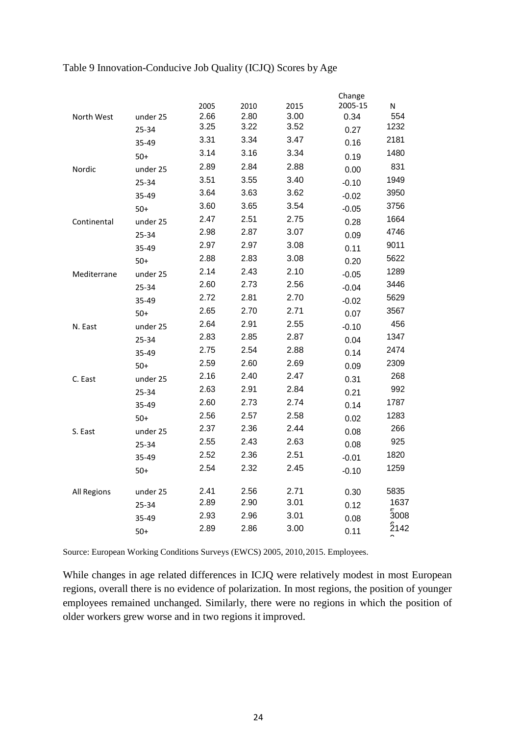Table 9 Innovation-Conducive Job Quality (ICJQ) Scores by Age

| | | 2005 | 2010 | 2015 | Change 2005-15 | N |
|---|---|---|---|---|---|---|
| North West | under 25 | 2.66 | 2.80 | 3.00 | 0.34 | 554 |
| | 25-34 | 3.25 | 3.22 | 3.52 | 0.27 | 1232 |
| | 35-49 | 3.31 | 3.34 | 3.47 | 0.16 | 2181 |
| | 50+ | 3.14 | 3.16 | 3.34 | 0.19 | 1480 |
| Nordic | under 25 | 2.89 | 2.84 | 2.88 | 0.00 | 831 |
| | 25-34 | 3.51 | 3.55 | 3.40 | -0.10 | 1949 |
| | 35-49 | 3.64 | 3.63 | 3.62 | -0.02 | 3950 |
| | 50+ | 3.60 | 3.65 | 3.54 | -0.05 | 3756 |
| Continental | under 25 | 2.47 | 2.51 | 2.75 | 0.28 | 1664 |
| | 25-34 | 2.98 | 2.87 | 3.07 | 0.09 | 4746 |
| | 35-49 | 2.97 | 2.97 | 3.08 | 0.11 | 9011 |
| | 50+ | 2.88 | 2.83 | 3.08 | 0.20 | 5622 |
| Mediterrane | under 25 | 2.14 | 2.43 | 2.10 | -0.05 | 1289 |
| | 25-34 | 2.60 | 2.73 | 2.56 | -0.04 | 3446 |
| | 35-49 | 2.72 | 2.81 | 2.70 | -0.02 | 5629 |
| | 50+ | 2.65 | 2.70 | 2.71 | 0.07 | 3567 |
| N. East | under 25 | 2.64 | 2.91 | 2.55 | -0.10 | 456 |
| | 25-34 | 2.83 | 2.85 | 2.87 | 0.04 | 1347 |
| | 35-49 | 2.75 | 2.54 | 2.88 | 0.14 | 2474 |
| | 50+ | 2.59 | 2.60 | 2.69 | 0.09 | 2309 |
| C. East | under 25 | 2.16 | 2.40 | 2.47 | 0.31 | 268 |
| | 25-34 | 2.63 | 2.91 | 2.84 | 0.21 | 992 |
| | 35-49 | 2.60 | 2.73 | 2.74 | 0.14 | 1787 |
| | 50+ | 2.56 | 2.57 | 2.58 | 0.02 | 1283 |
| S. East | under 25 | 2.37 | 2.36 | 2.44 | 0.08 | 266 |
| | 25-34 | 2.55 | 2.43 | 2.63 | 0.08 | 925 |
| | 35-49 | 2.52 | 2.36 | 2.51 | -0.01 | 1820 |
| | 50+ | 2.54 | 2.32 | 2.45 | -0.10 | 1259 |
| All Regions | under 25 | 2.41 | 2.56 | 2.71 | 0.30 | 5835 |
| | 25-34 | 2.89 | 2.90 | 3.01 | 0.12 | 16375 |
| | 35-49 | 2.93 | 2.96 | 3.01 | 0.08 | 30086 |
| | 50+ | 2.89 | 2.86 | 3.00 | 0.11 | 21420 |

Source: European Working Conditions Surveys (EWCS) 2005, 2010, 2015. Employees.

While changes in age related differences in ICJQ were relatively modest in most European regions, overall there is no evidence of polarization. In most regions, the position of younger employees remained unchanged. Similarly, there were no regions in which the position of older workers grew worse and in two regions it improved.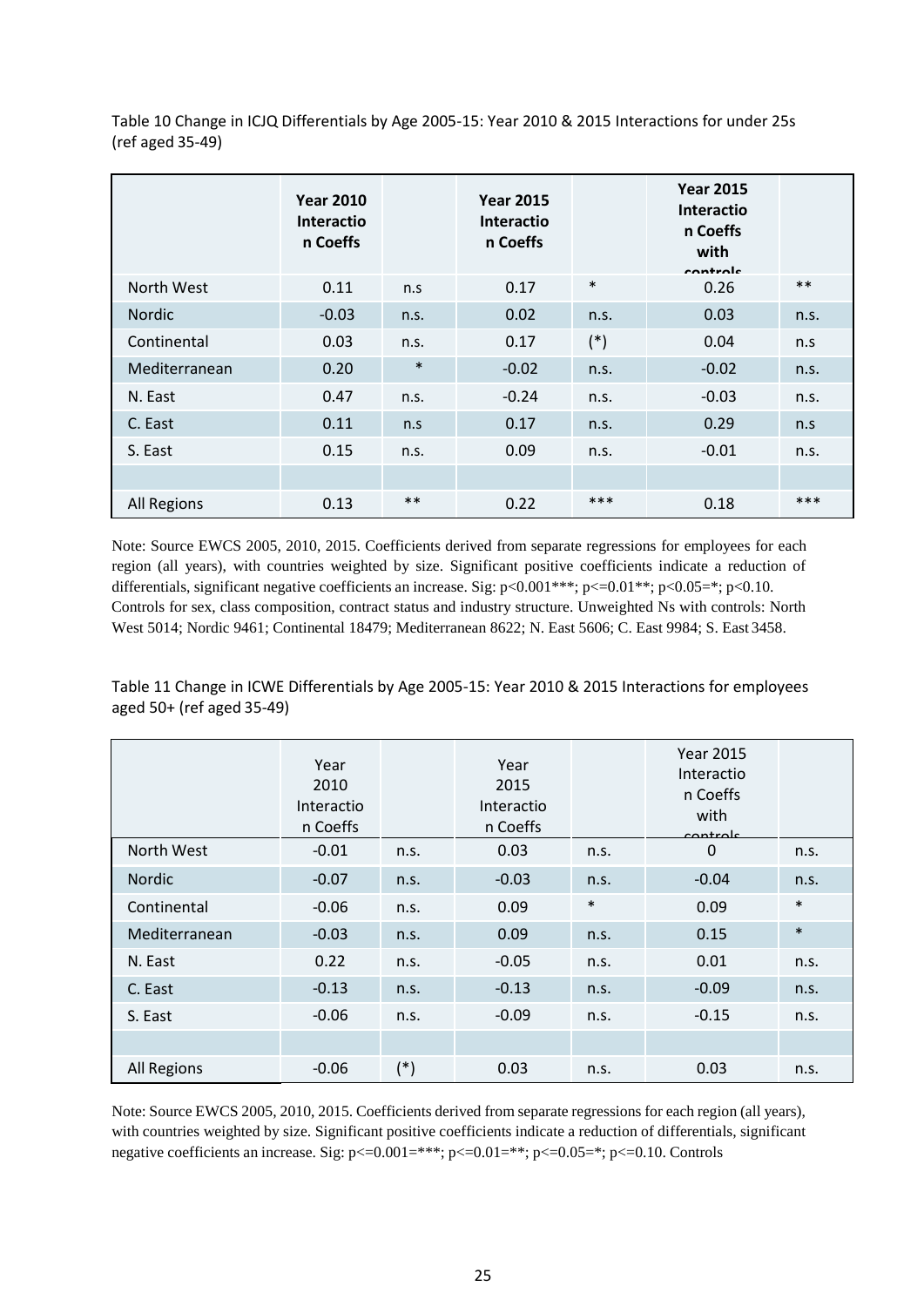Table 10 Change in ICJQ Differentials by Age 2005-15: Year 2010 & 2015 Interactions for under 25s (ref aged 35-49)

| | **Year 2010 Interaction Coeffs** | | **Year 2015 Interaction Coeffs** | | **Year 2015 Interaction Coeffs with controls** | |
|---|---|---|---|---|---|---|
| North West | 0.11 | n.s | 0.17 | * | 0.26 | ** |
| Nordic | -0.03 | n.s. | 0.02 | n.s. | 0.03 | n.s. |
| Continental | 0.03 | n.s. | 0.17 | (*) | 0.04 | n.s |
| Mediterranean | 0.20 | * | -0.02 | n.s. | -0.02 | n.s. |
| N. East | 0.47 | n.s. | -0.24 | n.s. | -0.03 | n.s. |
| C. East | 0.11 | n.s | 0.17 | n.s. | 0.29 | n.s |
| S. East | 0.15 | n.s. | 0.09 | n.s. | -0.01 | n.s. |
| | | | | | | |
| All Regions | 0.13 | ** | 0.22 | *** | 0.18 | *** |

Note: Source EWCS 2005, 2010, 2015. Coefficients derived from separate regressions for employees for each region (all years), with countries weighted by size. Significant positive coefficients indicate a reduction of differentials, significant negative coefficients an increase. Sig: p<0.001***; p<=0.01**; p<0.05=*; p<0.10. Controls for sex, class composition, contract status and industry structure. Unweighted Ns with controls: North West 5014; Nordic 9461; Continental 18479; Mediterranean 8622; N. East 5606; C. East 9984; S. East 3458.

Table 11 Change in ICWE Differentials by Age 2005-15: Year 2010 & 2015 Interactions for employees aged 50+ (ref aged 35-49)

| | Year 2010 Interaction Coeffs | | Year 2015 Interaction Coeffs | | Year 2015 Interaction Coeffs with controls | |
|---|---|---|---|---|---|---|
| North West | -0.01 | n.s. | 0.03 | n.s. | 0 | n.s. |
| Nordic | -0.07 | n.s. | -0.03 | n.s. | -0.04 | n.s. |
| Continental | -0.06 | n.s. | 0.09 | * | 0.09 | * |
| Mediterranean | -0.03 | n.s. | 0.09 | n.s. | 0.15 | * |
| N. East | 0.22 | n.s. | -0.05 | n.s. | 0.01 | n.s. |
| C. East | -0.13 | n.s. | -0.13 | n.s. | -0.09 | n.s. |
| S. East | -0.06 | n.s. | -0.09 | n.s. | -0.15 | n.s. |
| | | | | | | |
| All Regions | -0.06 | (*) | 0.03 | n.s. | 0.03 | n.s. |

Note: Source EWCS 2005, 2010, 2015. Coefficients derived from separate regressions for each region (all years), with countries weighted by size. Significant positive coefficients indicate a reduction of differentials, significant negative coefficients an increase. Sig: p<=0.001=***; p<=0.01=**; p<=0.05=*; p<=0.10. Controls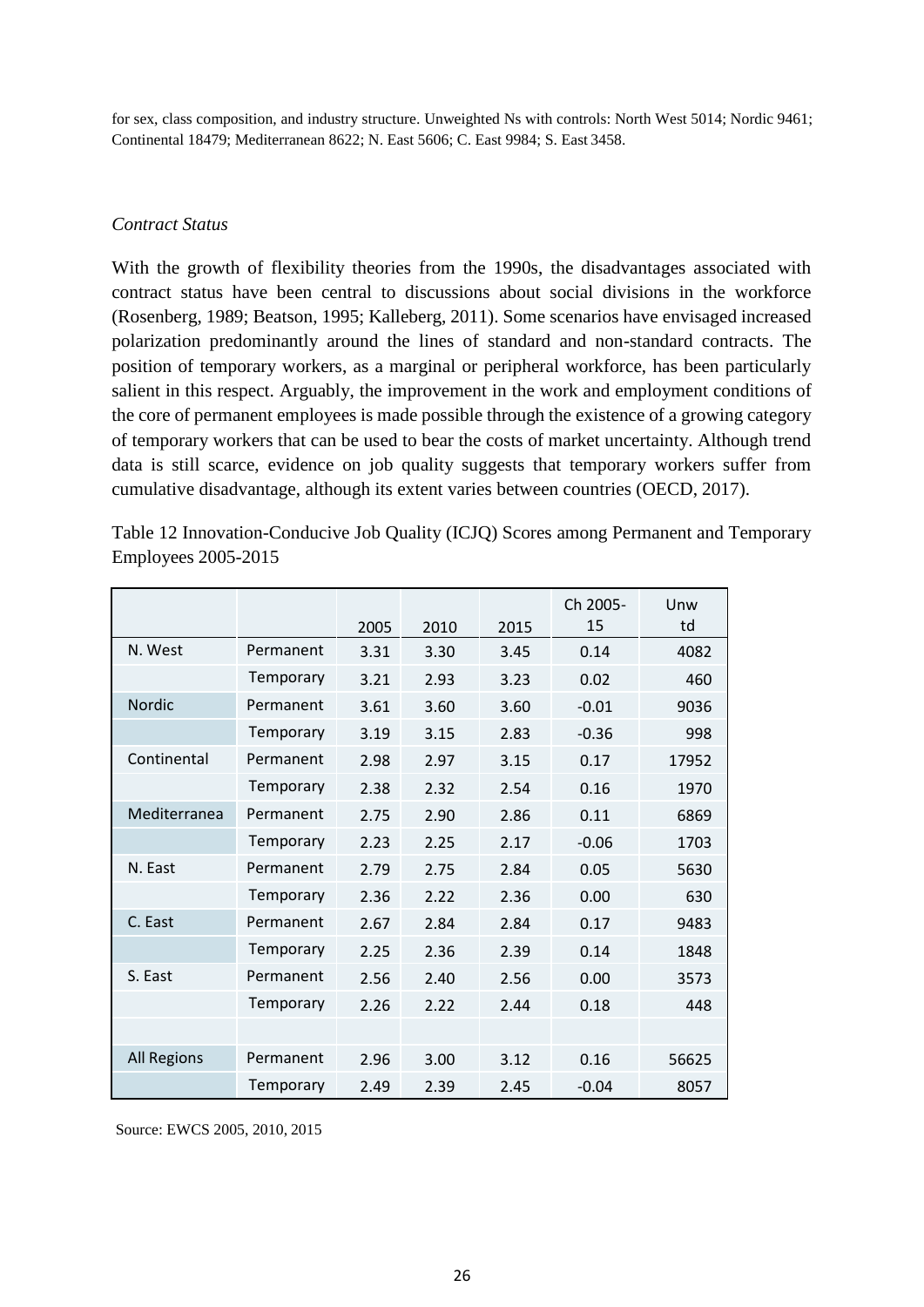for sex, class composition, and industry structure. Unweighted Ns with controls: North West 5014; Nordic 9461; Continental 18479; Mediterranean 8622; N. East 5606; C. East 9984; S. East 3458.

*Contract Status*

With the growth of flexibility theories from the 1990s, the disadvantages associated with contract status have been central to discussions about social divisions in the workforce (Rosenberg, 1989; Beatson, 1995; Kalleberg, 2011). Some scenarios have envisaged increased polarization predominantly around the lines of standard and non-standard contracts. The position of temporary workers, as a marginal or peripheral workforce, has been particularly salient in this respect. Arguably, the improvement in the work and employment conditions of the core of permanent employees is made possible through the existence of a growing category of temporary workers that can be used to bear the costs of market uncertainty. Although trend data is still scarce, evidence on job quality suggests that temporary workers suffer from cumulative disadvantage, although its extent varies between countries (OECD, 2017).

Table 12 Innovation-Conducive Job Quality (ICJQ) Scores among Permanent and Temporary Employees 2005-2015

| | | 2005 | 2010 | 2015 | Ch 2005-15 | Unwtd |
|---|---|---|---|---|---|---|
| N. West | Permanent | 3.31 | 3.30 | 3.45 | 0.14 | 4082 |
| | Temporary | 3.21 | 2.93 | 3.23 | 0.02 | 460 |
| Nordic | Permanent | 3.61 | 3.60 | 3.60 | -0.01 | 9036 |
| | Temporary | 3.19 | 3.15 | 2.83 | -0.36 | 998 |
| Continental | Permanent | 2.98 | 2.97 | 3.15 | 0.17 | 17952 |
| | Temporary | 2.38 | 2.32 | 2.54 | 0.16 | 1970 |
| Mediterranea | Permanent | 2.75 | 2.90 | 2.86 | 0.11 | 6869 |
| | Temporary | 2.23 | 2.25 | 2.17 | -0.06 | 1703 |
| N. East | Permanent | 2.79 | 2.75 | 2.84 | 0.05 | 5630 |
| | Temporary | 2.36 | 2.22 | 2.36 | 0.00 | 630 |
| C. East | Permanent | 2.67 | 2.84 | 2.84 | 0.17 | 9483 |
| | Temporary | 2.25 | 2.36 | 2.39 | 0.14 | 1848 |
| S. East | Permanent | 2.56 | 2.40 | 2.56 | 0.00 | 3573 |
| | Temporary | 2.26 | 2.22 | 2.44 | 0.18 | 448 |
| | | | | | | |
| All Regions | Permanent | 2.96 | 3.00 | 3.12 | 0.16 | 56625 |
| | Temporary | 2.49 | 2.39 | 2.45 | -0.04 | 8057 |

Source: EWCS 2005, 2010, 2015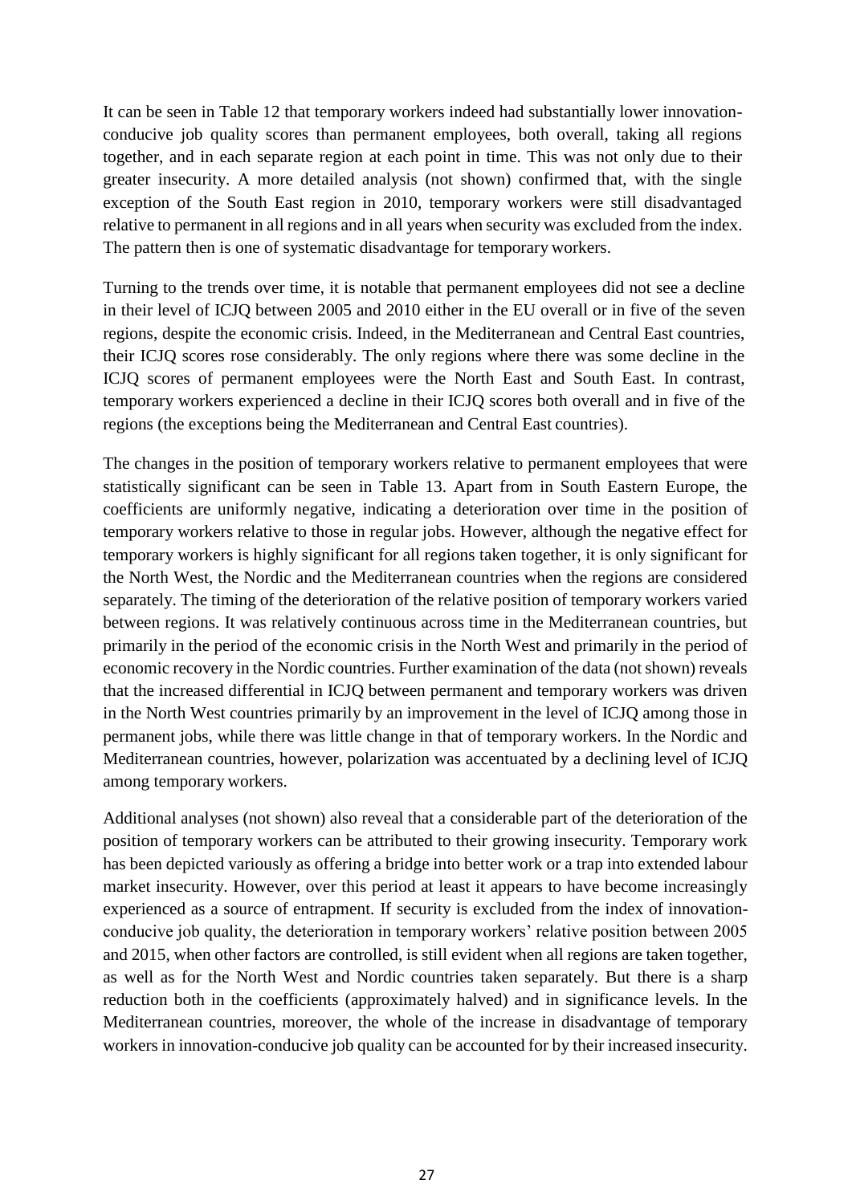It can be seen in Table 12 that temporary workers indeed had substantially lower innovation-conducive job quality scores than permanent employees, both overall, taking all regions together, and in each separate region at each point in time. This was not only due to their greater insecurity. A more detailed analysis (not shown) confirmed that, with the single exception of the South East region in 2010, temporary workers were still disadvantaged relative to permanent in all regions and in all years when security was excluded from the index. The pattern then is one of systematic disadvantage for temporary workers.

Turning to the trends over time, it is notable that permanent employees did not see a decline in their level of ICJQ between 2005 and 2010 either in the EU overall or in five of the seven regions, despite the economic crisis. Indeed, in the Mediterranean and Central East countries, their ICJQ scores rose considerably. The only regions where there was some decline in the ICJQ scores of permanent employees were the North East and South East. In contrast, temporary workers experienced a decline in their ICJQ scores both overall and in five of the regions (the exceptions being the Mediterranean and Central East countries).

The changes in the position of temporary workers relative to permanent employees that were statistically significant can be seen in Table 13. Apart from in South Eastern Europe, the coefficients are uniformly negative, indicating a deterioration over time in the position of temporary workers relative to those in regular jobs. However, although the negative effect for temporary workers is highly significant for all regions taken together, it is only significant for the North West, the Nordic and the Mediterranean countries when the regions are considered separately. The timing of the deterioration of the relative position of temporary workers varied between regions. It was relatively continuous across time in the Mediterranean countries, but primarily in the period of the economic crisis in the North West and primarily in the period of economic recovery in the Nordic countries. Further examination of the data (not shown) reveals that the increased differential in ICJQ between permanent and temporary workers was driven in the North West countries primarily by an improvement in the level of ICJQ among those in permanent jobs, while there was little change in that of temporary workers. In the Nordic and Mediterranean countries, however, polarization was accentuated by a declining level of ICJQ among temporary workers.

Additional analyses (not shown) also reveal that a considerable part of the deterioration of the position of temporary workers can be attributed to their growing insecurity. Temporary work has been depicted variously as offering a bridge into better work or a trap into extended labour market insecurity. However, over this period at least it appears to have become increasingly experienced as a source of entrapment. If security is excluded from the index of innovation-conducive job quality, the deterioration in temporary workers' relative position between 2005 and 2015, when other factors are controlled, is still evident when all regions are taken together, as well as for the North West and Nordic countries taken separately. But there is a sharp reduction both in the coefficients (approximately halved) and in significance levels. In the Mediterranean countries, moreover, the whole of the increase in disadvantage of temporary workers in innovation-conducive job quality can be accounted for by their increased insecurity.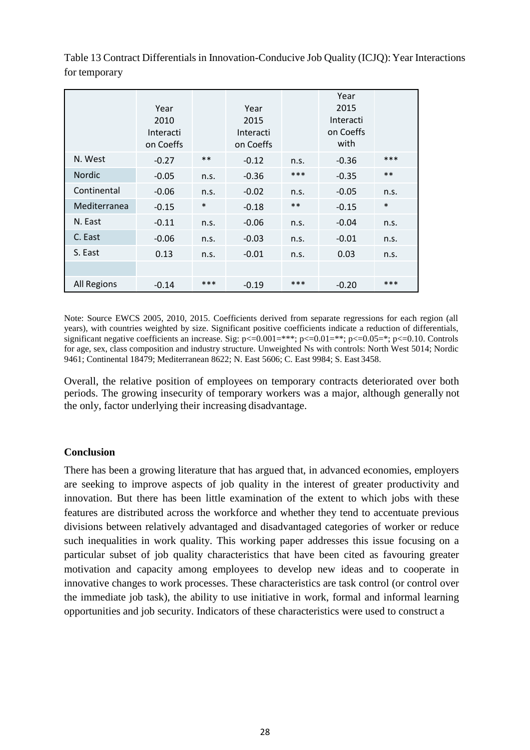Table 13 Contract Differentials in Innovation-Conducive Job Quality (ICJQ): Year Interactions for temporary

| | Year 2010 Interacti on Coeffs | | Year 2015 Interacti on Coeffs | | Year 2015 Interacti on Coeffs with | |
|---|---|---|---|---|---|---|
| N. West | -0.27 | ** | -0.12 | n.s. | -0.36 | *** |
| Nordic | -0.05 | n.s. | -0.36 | *** | -0.35 | ** |
| Continental | -0.06 | n.s. | -0.02 | n.s. | -0.05 | n.s. |
| Mediterranea | -0.15 | * | -0.18 | ** | -0.15 | * |
| N. East | -0.11 | n.s. | -0.06 | n.s. | -0.04 | n.s. |
| C. East | -0.06 | n.s. | -0.03 | n.s. | -0.01 | n.s. |
| S. East | 0.13 | n.s. | -0.01 | n.s. | 0.03 | n.s. |
| | | | | | | |
| All Regions | -0.14 | *** | -0.19 | *** | -0.20 | *** |

Note: Source EWCS 2005, 2010, 2015. Coefficients derived from separate regressions for each region (all years), with countries weighted by size. Significant positive coefficients indicate a reduction of differentials, significant negative coefficients an increase. Sig: p<=0.001=***; p<=0.01=**; p<=0.05=*; p<=0.10. Controls for age, sex, class composition and industry structure. Unweighted Ns with controls: North West 5014; Nordic 9461; Continental 18479; Mediterranean 8622; N. East 5606; C. East 9984; S. East 3458.

Overall, the relative position of employees on temporary contracts deteriorated over both periods. The growing insecurity of temporary workers was a major, although generally not the only, factor underlying their increasing disadvantage.

**Conclusion**

There has been a growing literature that has argued that, in advanced economies, employers are seeking to improve aspects of job quality in the interest of greater productivity and innovation. But there has been little examination of the extent to which jobs with these features are distributed across the workforce and whether they tend to accentuate previous divisions between relatively advantaged and disadvantaged categories of worker or reduce such inequalities in work quality. This working paper addresses this issue focusing on a particular subset of job quality characteristics that have been cited as favouring greater motivation and capacity among employees to develop new ideas and to cooperate in innovative changes to work processes. These characteristics are task control (or control over the immediate job task), the ability to use initiative in work, formal and informal learning opportunities and job security. Indicators of these characteristics were used to construct a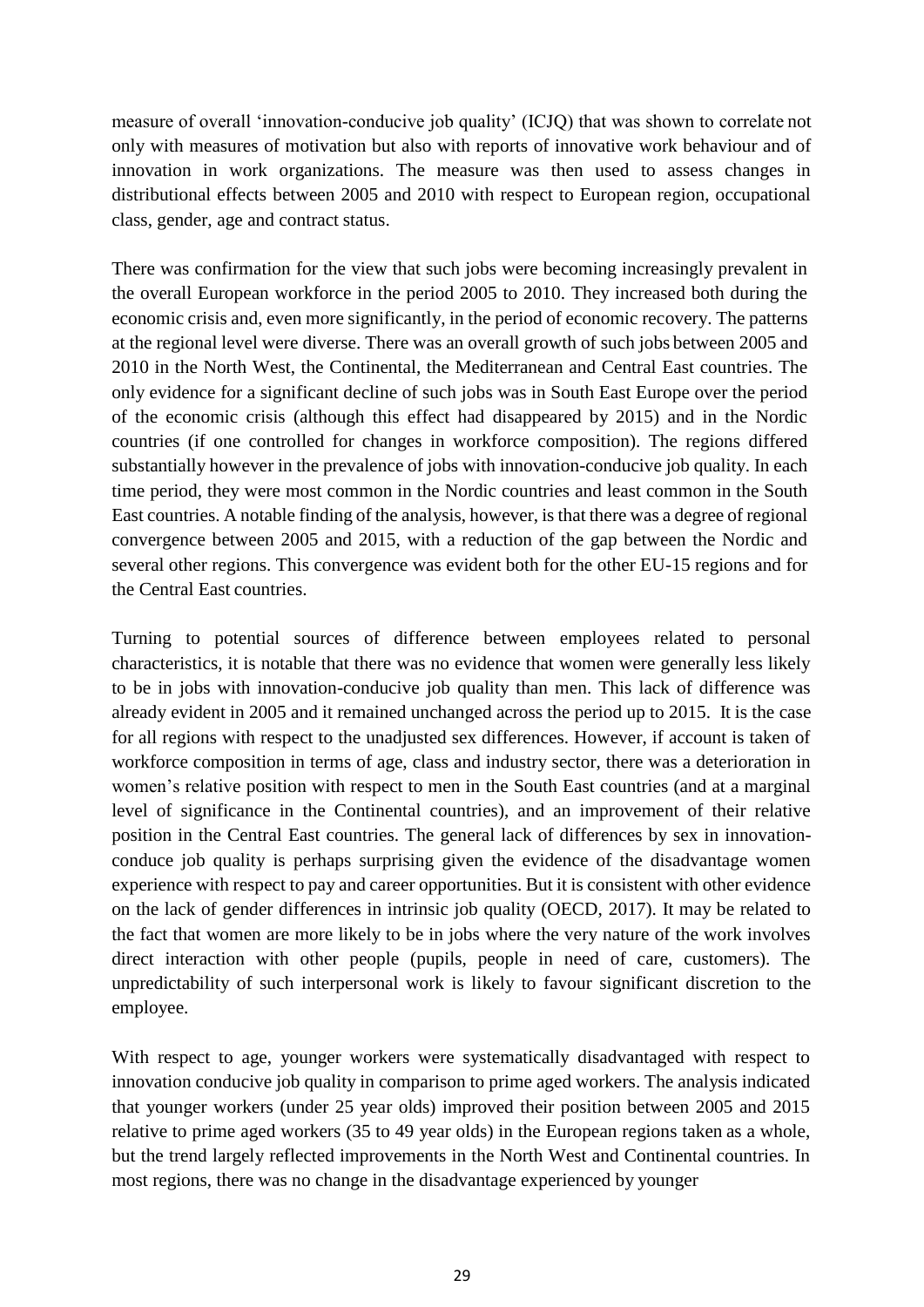measure of overall 'innovation-conducive job quality' (ICJQ) that was shown to correlate not only with measures of motivation but also with reports of innovative work behaviour and of innovation in work organizations. The measure was then used to assess changes in distributional effects between 2005 and 2010 with respect to European region, occupational class, gender, age and contract status.

There was confirmation for the view that such jobs were becoming increasingly prevalent in the overall European workforce in the period 2005 to 2010. They increased both during the economic crisis and, even more significantly, in the period of economic recovery. The patterns at the regional level were diverse. There was an overall growth of such jobs between 2005 and 2010 in the North West, the Continental, the Mediterranean and Central East countries. The only evidence for a significant decline of such jobs was in South East Europe over the period of the economic crisis (although this effect had disappeared by 2015) and in the Nordic countries (if one controlled for changes in workforce composition). The regions differed substantially however in the prevalence of jobs with innovation-conducive job quality. In each time period, they were most common in the Nordic countries and least common in the South East countries. A notable finding of the analysis, however, is that there was a degree of regional convergence between 2005 and 2015, with a reduction of the gap between the Nordic and several other regions. This convergence was evident both for the other EU-15 regions and for the Central East countries.

Turning to potential sources of difference between employees related to personal characteristics, it is notable that there was no evidence that women were generally less likely to be in jobs with innovation-conducive job quality than men. This lack of difference was already evident in 2005 and it remained unchanged across the period up to 2015. It is the case for all regions with respect to the unadjusted sex differences. However, if account is taken of workforce composition in terms of age, class and industry sector, there was a deterioration in women's relative position with respect to men in the South East countries (and at a marginal level of significance in the Continental countries), and an improvement of their relative position in the Central East countries. The general lack of differences by sex in innovation-conduce job quality is perhaps surprising given the evidence of the disadvantage women experience with respect to pay and career opportunities. But it is consistent with other evidence on the lack of gender differences in intrinsic job quality (OECD, 2017). It may be related to the fact that women are more likely to be in jobs where the very nature of the work involves direct interaction with other people (pupils, people in need of care, customers). The unpredictability of such interpersonal work is likely to favour significant discretion to the employee.

With respect to age, younger workers were systematically disadvantaged with respect to innovation conducive job quality in comparison to prime aged workers. The analysis indicated that younger workers (under 25 year olds) improved their position between 2005 and 2015 relative to prime aged workers (35 to 49 year olds) in the European regions taken as a whole, but the trend largely reflected improvements in the North West and Continental countries. In most regions, there was no change in the disadvantage experienced by younger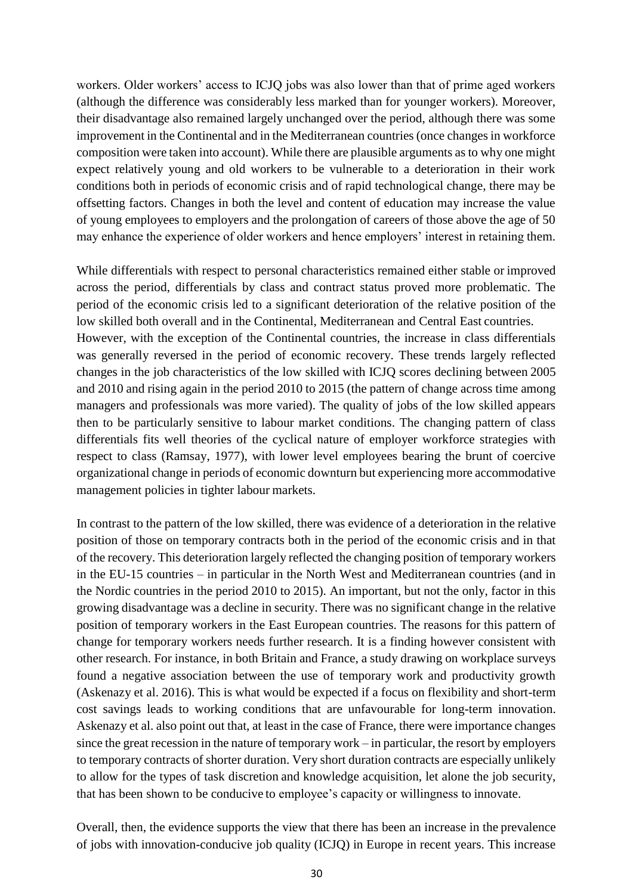workers. Older workers' access to ICJQ jobs was also lower than that of prime aged workers (although the difference was considerably less marked than for younger workers). Moreover, their disadvantage also remained largely unchanged over the period, although there was some improvement in the Continental and in the Mediterranean countries (once changes in workforce composition were taken into account). While there are plausible arguments as to why one might expect relatively young and old workers to be vulnerable to a deterioration in their work conditions both in periods of economic crisis and of rapid technological change, there may be offsetting factors. Changes in both the level and content of education may increase the value of young employees to employers and the prolongation of careers of those above the age of 50 may enhance the experience of older workers and hence employers' interest in retaining them.

While differentials with respect to personal characteristics remained either stable or improved across the period, differentials by class and contract status proved more problematic. The period of the economic crisis led to a significant deterioration of the relative position of the low skilled both overall and in the Continental, Mediterranean and Central East countries. However, with the exception of the Continental countries, the increase in class differentials was generally reversed in the period of economic recovery. These trends largely reflected changes in the job characteristics of the low skilled with ICJQ scores declining between 2005 and 2010 and rising again in the period 2010 to 2015 (the pattern of change across time among managers and professionals was more varied). The quality of jobs of the low skilled appears then to be particularly sensitive to labour market conditions. The changing pattern of class differentials fits well theories of the cyclical nature of employer workforce strategies with respect to class (Ramsay, 1977), with lower level employees bearing the brunt of coercive organizational change in periods of economic downturn but experiencing more accommodative management policies in tighter labour markets.

In contrast to the pattern of the low skilled, there was evidence of a deterioration in the relative position of those on temporary contracts both in the period of the economic crisis and in that of the recovery. This deterioration largely reflected the changing position of temporary workers in the EU-15 countries – in particular in the North West and Mediterranean countries (and in the Nordic countries in the period 2010 to 2015). An important, but not the only, factor in this growing disadvantage was a decline in security. There was no significant change in the relative position of temporary workers in the East European countries. The reasons for this pattern of change for temporary workers needs further research. It is a finding however consistent with other research. For instance, in both Britain and France, a study drawing on workplace surveys found a negative association between the use of temporary work and productivity growth (Askenazy et al. 2016). This is what would be expected if a focus on flexibility and short-term cost savings leads to working conditions that are unfavourable for long-term innovation. Askenazy et al. also point out that, at least in the case of France, there were importance changes since the great recession in the nature of temporary work – in particular, the resort by employers to temporary contracts of shorter duration. Very short duration contracts are especially unlikely to allow for the types of task discretion and knowledge acquisition, let alone the job security, that has been shown to be conducive to employee's capacity or willingness to innovate.

Overall, then, the evidence supports the view that there has been an increase in the prevalence of jobs with innovation-conducive job quality (ICJQ) in Europe in recent years. This increase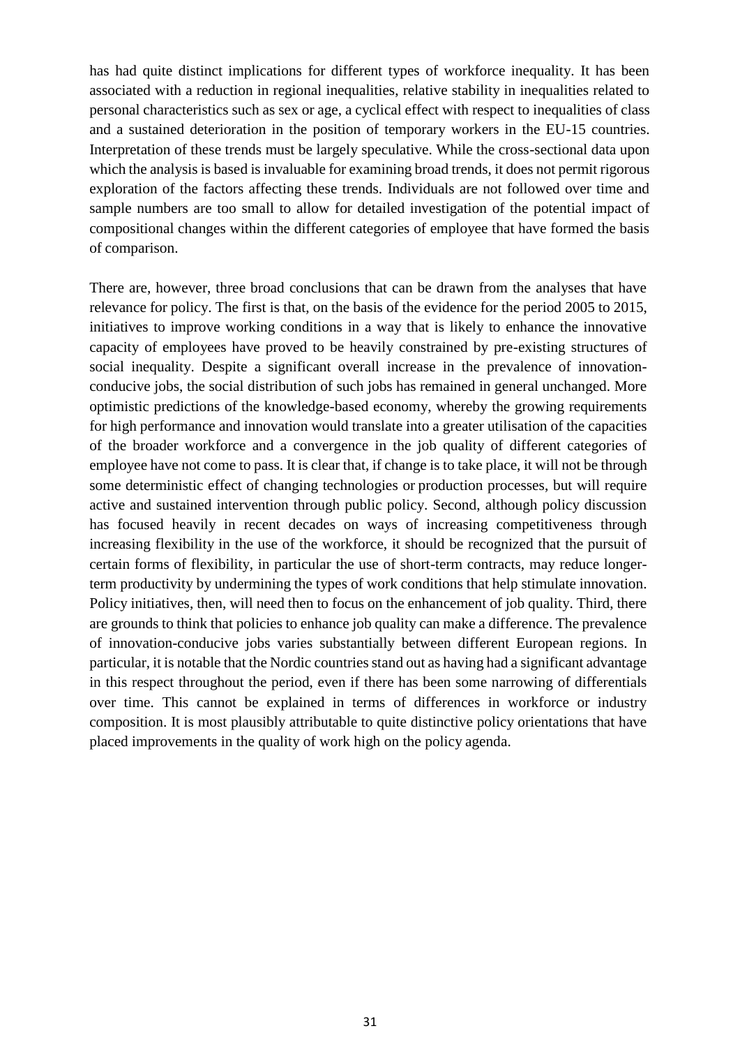has had quite distinct implications for different types of workforce inequality. It has been associated with a reduction in regional inequalities, relative stability in inequalities related to personal characteristics such as sex or age, a cyclical effect with respect to inequalities of class and a sustained deterioration in the position of temporary workers in the EU-15 countries. Interpretation of these trends must be largely speculative. While the cross-sectional data upon which the analysis is based is invaluable for examining broad trends, it does not permit rigorous exploration of the factors affecting these trends. Individuals are not followed over time and sample numbers are too small to allow for detailed investigation of the potential impact of compositional changes within the different categories of employee that have formed the basis of comparison.

There are, however, three broad conclusions that can be drawn from the analyses that have relevance for policy. The first is that, on the basis of the evidence for the period 2005 to 2015, initiatives to improve working conditions in a way that is likely to enhance the innovative capacity of employees have proved to be heavily constrained by pre-existing structures of social inequality. Despite a significant overall increase in the prevalence of innovation-conducive jobs, the social distribution of such jobs has remained in general unchanged. More optimistic predictions of the knowledge-based economy, whereby the growing requirements for high performance and innovation would translate into a greater utilisation of the capacities of the broader workforce and a convergence in the job quality of different categories of employee have not come to pass. It is clear that, if change is to take place, it will not be through some deterministic effect of changing technologies or production processes, but will require active and sustained intervention through public policy. Second, although policy discussion has focused heavily in recent decades on ways of increasing competitiveness through increasing flexibility in the use of the workforce, it should be recognized that the pursuit of certain forms of flexibility, in particular the use of short-term contracts, may reduce longer-term productivity by undermining the types of work conditions that help stimulate innovation. Policy initiatives, then, will need then to focus on the enhancement of job quality. Third, there are grounds to think that policies to enhance job quality can make a difference. The prevalence of innovation-conducive jobs varies substantially between different European regions. In particular, it is notable that the Nordic countries stand out as having had a significant advantage in this respect throughout the period, even if there has been some narrowing of differentials over time. This cannot be explained in terms of differences in workforce or industry composition. It is most plausibly attributable to quite distinctive policy orientations that have placed improvements in the quality of work high on the policy agenda.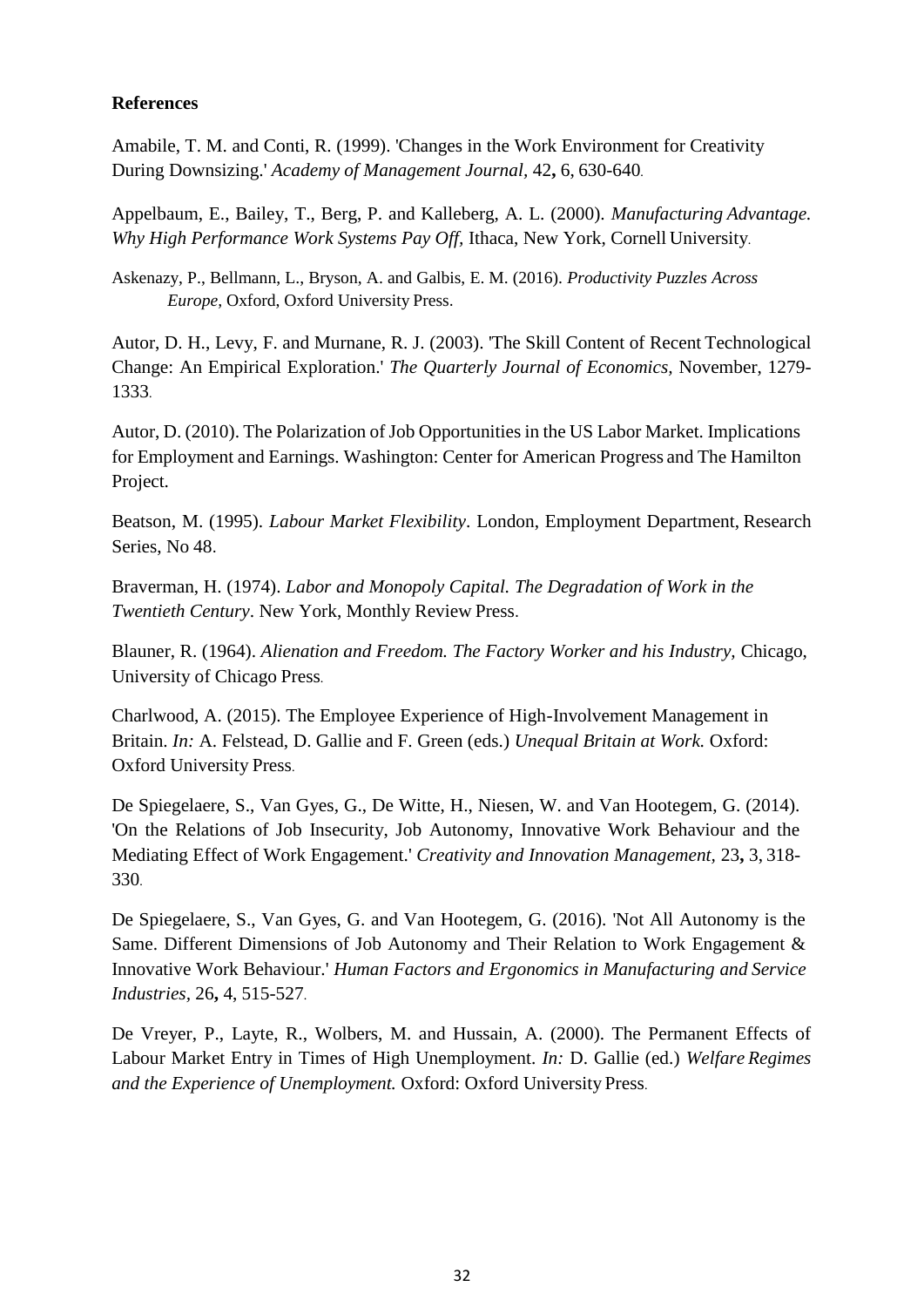**References**

Amabile, T. M. and Conti, R. (1999). 'Changes in the Work Environment for Creativity During Downsizing.' *Academy of Management Journal,* 42**,** 6, 630-640.

Appelbaum, E., Bailey, T., Berg, P. and Kalleberg, A. L. (2000). *Manufacturing Advantage. Why High Performance Work Systems Pay Off*, Ithaca, New York, Cornell University.

Askenazy, P., Bellmann, L., Bryson, A. and Galbis, E. M. (2016). *Productivity Puzzles Across Europe,* Oxford, Oxford University Press.

Autor, D. H., Levy, F. and Murnane, R. J. (2003). 'The Skill Content of Recent Technological Change: An Empirical Exploration.' *The Quarterly Journal of Economics,* November, 1279-1333.

Autor, D. (2010). The Polarization of Job Opportunities in the US Labor Market. Implications for Employment and Earnings. Washington: Center for American Progress and The Hamilton Project.

Beatson, M. (1995). *Labour Market Flexibility*. London, Employment Department, Research Series, No 48.

Braverman, H. (1974). *Labor and Monopoly Capital. The Degradation of Work in the Twentieth Century*. New York, Monthly Review Press.

Blauner, R. (1964). *Alienation and Freedom. The Factory Worker and his Industry,* Chicago, University of Chicago Press.

Charlwood, A. (2015). The Employee Experience of High-Involvement Management in Britain. *In:* A. Felstead, D. Gallie and F. Green (eds.) *Unequal Britain at Work.* Oxford: Oxford University Press.

De Spiegelaere, S., Van Gyes, G., De Witte, H., Niesen, W. and Van Hootegem, G. (2014). 'On the Relations of Job Insecurity, Job Autonomy, Innovative Work Behaviour and the Mediating Effect of Work Engagement.' *Creativity and Innovation Management,* 23**,** 3, 318-330.

De Spiegelaere, S., Van Gyes, G. and Van Hootegem, G. (2016). 'Not All Autonomy is the Same. Different Dimensions of Job Autonomy and Their Relation to Work Engagement & Innovative Work Behaviour.' *Human Factors and Ergonomics in Manufacturing and Service Industries,* 26**,** 4, 515-527.

De Vreyer, P., Layte, R., Wolbers, M. and Hussain, A. (2000). The Permanent Effects of Labour Market Entry in Times of High Unemployment. *In:* D. Gallie (ed.) *Welfare Regimes and the Experience of Unemployment.* Oxford: Oxford University Press.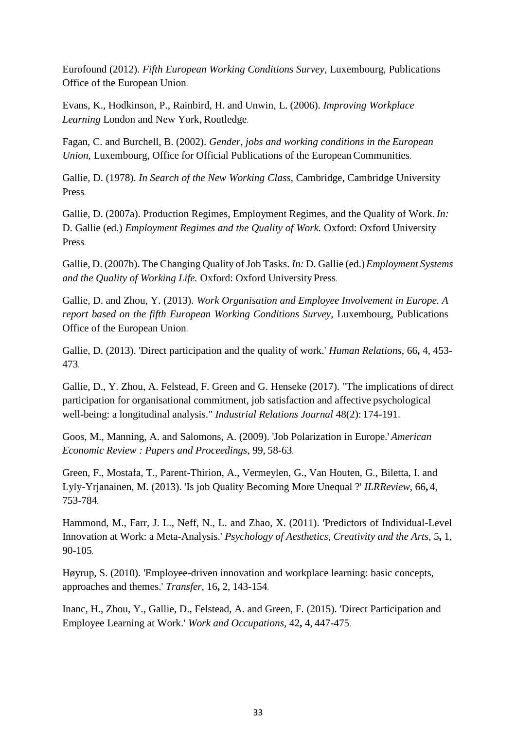Eurofound (2012). *Fifth European Working Conditions Survey,* Luxembourg, Publications Office of the European Union.

Evans, K., Hodkinson, P., Rainbird, H. and Unwin, L. (2006). *Improving Workplace Learning* London and New York, Routledge.

Fagan, C. and Burchell, B. (2002). *Gender, jobs and working conditions in the European Union,* Luxembourg, Office for Official Publications of the European Communities.

Gallie, D. (1978). *In Search of the New Working Class,* Cambridge, Cambridge University Press.

Gallie, D. (2007a). Production Regimes, Employment Regimes, and the Quality of Work. *In:* D. Gallie (ed.) *Employment Regimes and the Quality of Work.* Oxford: Oxford University Press.

Gallie, D. (2007b). The Changing Quality of Job Tasks. *In:* D. Gallie (ed.) *Employment Systems and the Quality of Working Life.* Oxford: Oxford University Press.

Gallie, D. and Zhou, Y. (2013). *Work Organisation and Employee Involvement in Europe. A report based on the fifth European Working Conditions Survey,* Luxembourg, Publications Office of the European Union.

Gallie, D. (2013). 'Direct participation and the quality of work.' *Human Relations,* 66**,** 4, 453-473.

Gallie, D., Y. Zhou, A. Felstead, F. Green and G. Henseke (2017). "The implications of direct participation for organisational commitment, job satisfaction and affective psychological well-being: a longitudinal analysis." *Industrial Relations Journal* 48(2): 174-191.

Goos, M., Manning, A. and Salomons, A. (2009). 'Job Polarization in Europe.' *American Economic Review : Papers and Proceedings,* 99, 58-63.

Green, F., Mostafa, T., Parent-Thirion, A., Vermeylen, G., Van Houten, G., Biletta, I. and Lyly-Yrjanainen, M. (2013). 'Is job Quality Becoming More Unequal ?' *ILRReview,* 66**,** 4, 753-784.

Hammond, M., Farr, J. L., Neff, N., L. and Zhao, X. (2011). 'Predictors of Individual-Level Innovation at Work: a Meta-Analysis.' *Psychology of Aesthetics, Creativity and the Arts,* 5**,** 1, 90-105.

Høyrup, S. (2010). 'Employee-driven innovation and workplace learning: basic concepts, approaches and themes.' *Transfer,* 16**,** 2, 143-154.

Inanc, H., Zhou, Y., Gallie, D., Felstead, A. and Green, F. (2015). 'Direct Participation and Employee Learning at Work.' *Work and Occupations,* 42**,** 4, 447-475.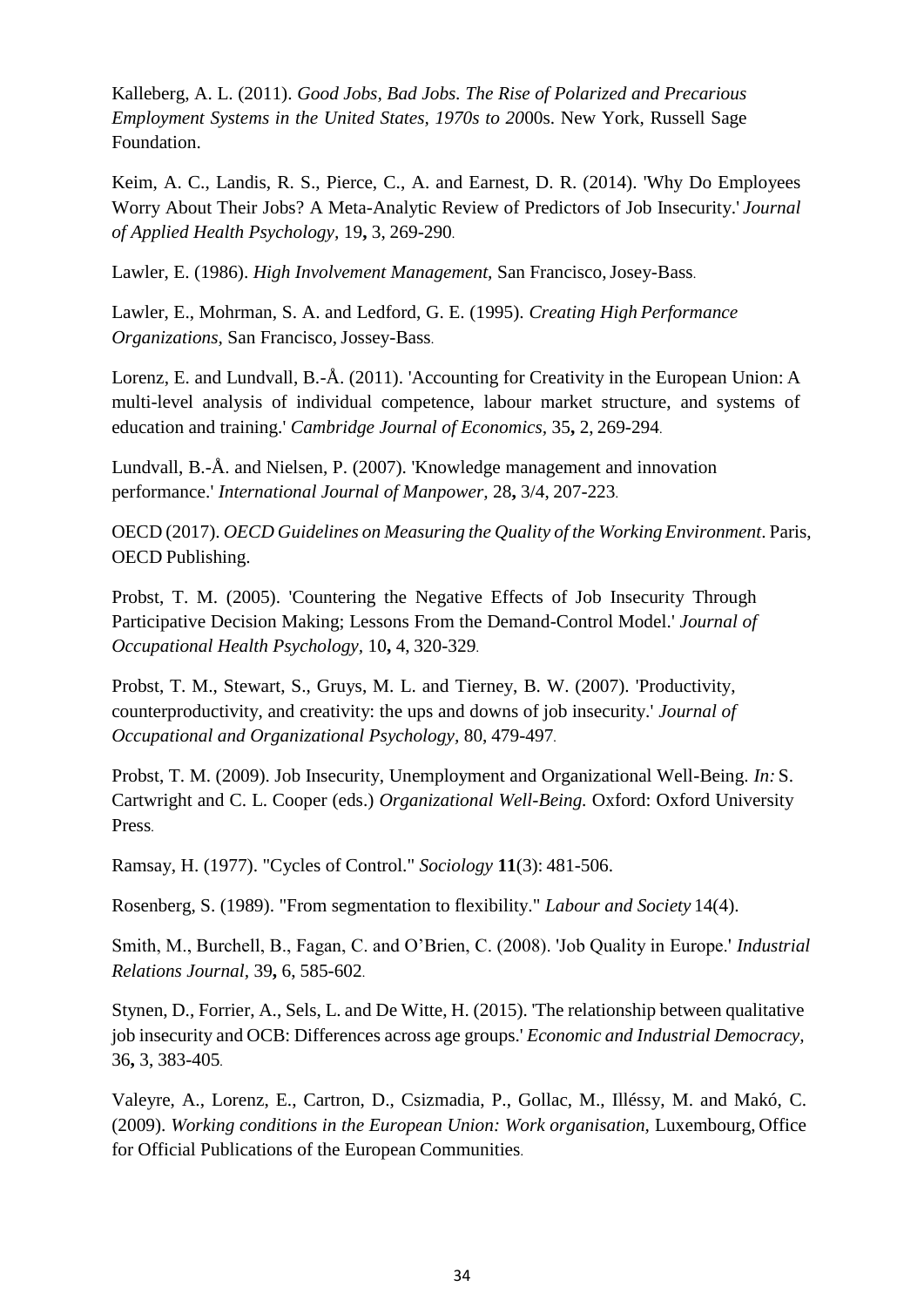Kalleberg, A. L. (2011). *Good Jobs, Bad Jobs. The Rise of Polarized and Precarious Employment Systems in the United States, 1970s to 20*00s. New York, Russell Sage Foundation.

Keim, A. C., Landis, R. S., Pierce, C., A. and Earnest, D. R. (2014). 'Why Do Employees Worry About Their Jobs? A Meta-Analytic Review of Predictors of Job Insecurity.' *Journal of Applied Health Psychology*, 19**,** 3, 269-290.

Lawler, E. (1986). *High Involvement Management*, San Francisco, Josey-Bass.

Lawler, E., Mohrman, S. A. and Ledford, G. E. (1995). *Creating High Performance Organizations*, San Francisco, Jossey-Bass.

Lorenz, E. and Lundvall, B.-Å. (2011). 'Accounting for Creativity in the European Union: A multi-level analysis of individual competence, labour market structure, and systems of education and training.' *Cambridge Journal of Economics*, 35**,** 2, 269-294.

Lundvall, B.-Å. and Nielsen, P. (2007). 'Knowledge management and innovation performance.' *International Journal of Manpower*, 28**,** 3/4, 207-223.

OECD (2017). *OECD Guidelines on Measuring the Quality of the Working Environment*. Paris, OECD Publishing.

Probst, T. M. (2005). 'Countering the Negative Effects of Job Insecurity Through Participative Decision Making; Lessons From the Demand-Control Model.' *Journal of Occupational Health Psychology*, 10**,** 4, 320-329.

Probst, T. M., Stewart, S., Gruys, M. L. and Tierney, B. W. (2007). 'Productivity, counterproductivity, and creativity: the ups and downs of job insecurity.' *Journal of Occupational and Organizational Psychology*, 80, 479-497.

Probst, T. M. (2009). Job Insecurity, Unemployment and Organizational Well-Being. *In:* S. Cartwright and C. L. Cooper (eds.) *Organizational Well-Being.* Oxford: Oxford University Press.

Ramsay, H. (1977). "Cycles of Control." *Sociology* **11**(3): 481-506.

Rosenberg, S. (1989). "From segmentation to flexibility." *Labour and Society* 14(4).

Smith, M., Burchell, B., Fagan, C. and O'Brien, C. (2008). 'Job Quality in Europe.' *Industrial Relations Journal*, 39**,** 6, 585-602.

Stynen, D., Forrier, A., Sels, L. and De Witte, H. (2015). 'The relationship between qualitative job insecurity and OCB: Differences across age groups.' *Economic and Industrial Democracy*, 36**,** 3, 383-405.

Valeyre, A., Lorenz, E., Cartron, D., Csizmadia, P., Gollac, M., Illéssy, M. and Makó, C. (2009). *Working conditions in the European Union: Work organisation*, Luxembourg, Office for Official Publications of the European Communities.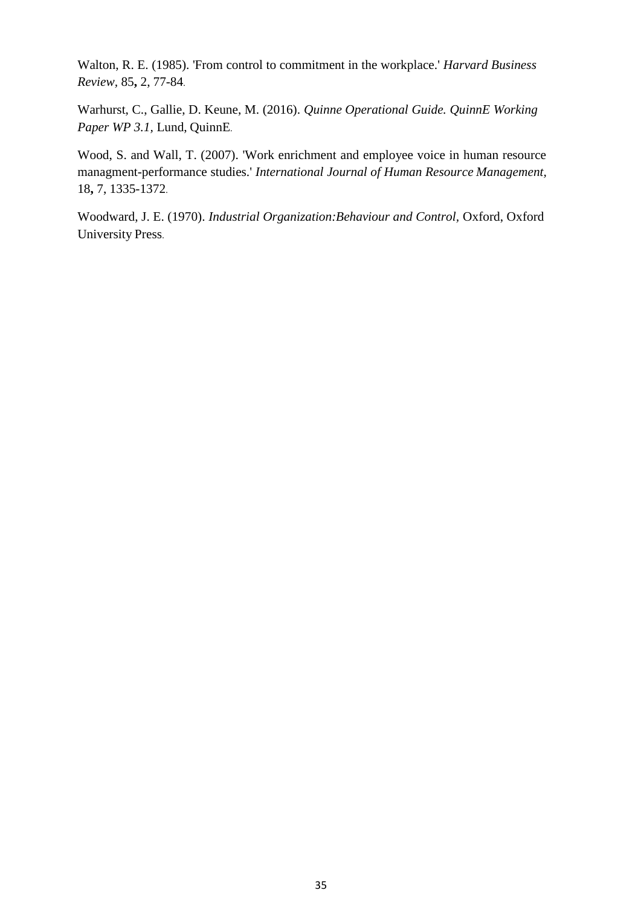Walton, R. E. (1985). 'From control to commitment in the workplace.' *Harvard Business Review*, 85**,** 2, 77-84.

Warhurst, C., Gallie, D. Keune, M. (2016). *Quinne Operational Guide. QuinnE Working Paper WP 3.1*, Lund, QuinnE.

Wood, S. and Wall, T. (2007). 'Work enrichment and employee voice in human resource managment-performance studies.' *International Journal of Human Resource Management*, 18**,** 7, 1335-1372.

Woodward, J. E. (1970). *Industrial Organization:Behaviour and Control*, Oxford, Oxford University Press.